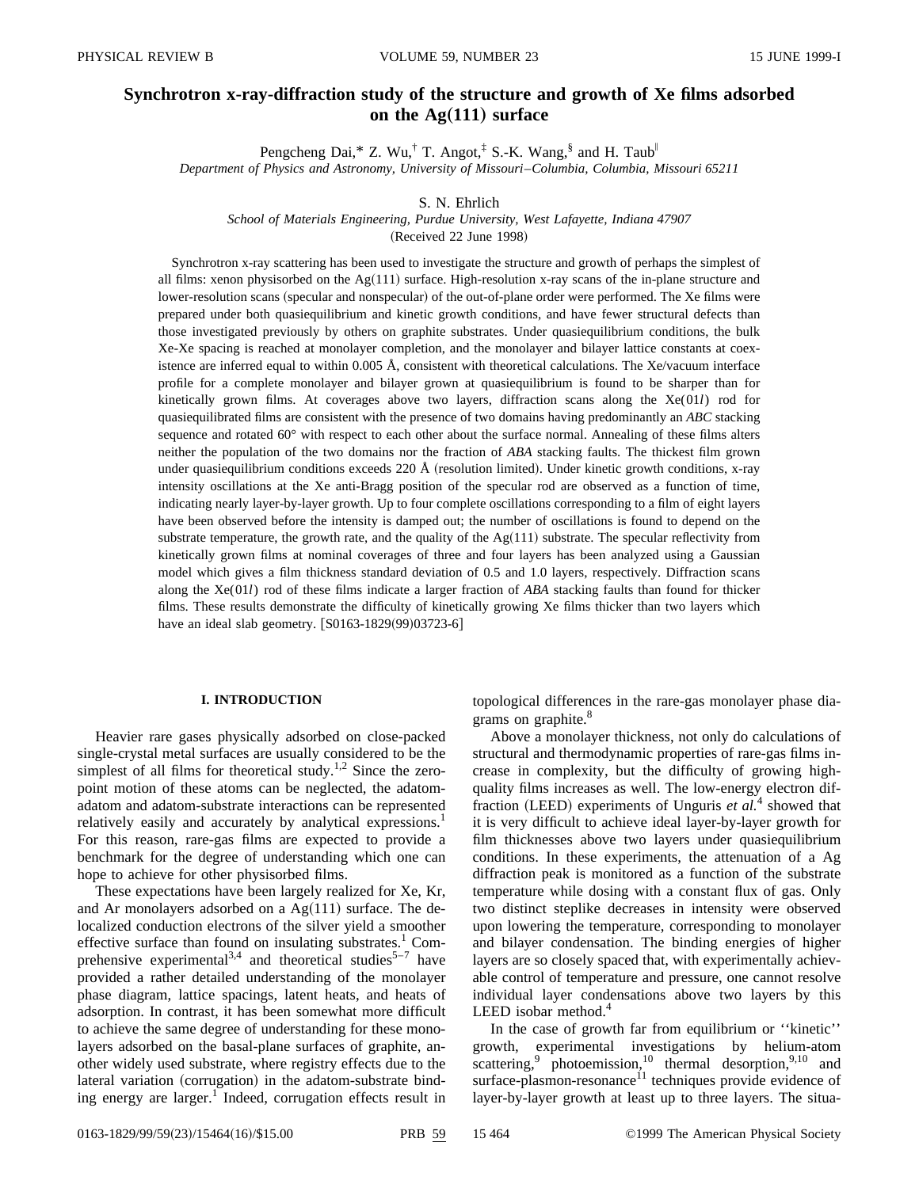# Synchrotron x-ray-diffraction study of the structure and growth of Xe films adsorbed on the Ag(111) surface

Pengcheng Dai,* Z. Wu,† T. Angot,‡ S.-K. Wang,§ and H. Taub‖

*Department of Physics and Astronomy, University of Missouri–Columbia, Columbia, Missouri 65211*

S. N. Ehrlich

*School of Materials Engineering, Purdue University, West Lafayette, Indiana 47907*

(Received 22 June 1998)

Synchrotron x-ray scattering has been used to investigate the structure and growth of perhaps the simplest of all films: xenon physisorbed on the Ag(111) surface. High-resolution x-ray scans of the in-plane structure and lower-resolution scans (specular and nonspecular) of the out-of-plane order were performed. The Xe films were prepared under both quasiequilibrium and kinetic growth conditions, and have fewer structural defects than those investigated previously by others on graphite substrates. Under quasiequilibrium conditions, the bulk Xe-Xe spacing is reached at monolayer completion, and the monolayer and bilayer lattice constants at coexistence are inferred equal to within 0.005 Å, consistent with theoretical calculations. The Xe/vacuum interface profile for a complete monolayer and bilayer grown at quasiequilibrium is found to be sharper than for kinetically grown films. At coverages above two layers, diffraction scans along the Xe(01*l*) rod for quasiequilibrated films are consistent with the presence of two domains having predominantly an *ABC* stacking sequence and rotated 60° with respect to each other about the surface normal. Annealing of these films alters neither the population of the two domains nor the fraction of *ABA* stacking faults. The thickest film grown under quasiequilibrium conditions exceeds 220 Å (resolution limited). Under kinetic growth conditions, x-ray intensity oscillations at the Xe anti-Bragg position of the specular rod are observed as a function of time, indicating nearly layer-by-layer growth. Up to four complete oscillations corresponding to a film of eight layers have been observed before the intensity is damped out; the number of oscillations is found to depend on the substrate temperature, the growth rate, and the quality of the Ag(111) substrate. The specular reflectivity from kinetically grown films at nominal coverages of three and four layers has been analyzed using a Gaussian model which gives a film thickness standard deviation of 0.5 and 1.0 layers, respectively. Diffraction scans along the Xe(01*l*) rod of these films indicate a larger fraction of *ABA* stacking faults than found for thicker films. These results demonstrate the difficulty of kinetically growing Xe films thicker than two layers which have an ideal slab geometry. [S0163-1829(99)03723-6]

## I. INTRODUCTION

Heavier rare gases physically adsorbed on close-packed single-crystal metal surfaces are usually considered to be the simplest of all films for theoretical study.[1,2] Since the zero-point motion of these atoms can be neglected, the adatom-adatom and adatom-substrate interactions can be represented relatively easily and accurately by analytical expressions.[1] For this reason, rare-gas films are expected to provide a benchmark for the degree of understanding which one can hope to achieve for other physisorbed films.

These expectations have been largely realized for Xe, Kr, and Ar monolayers adsorbed on a Ag(111) surface. The delocalized conduction electrons of the silver yield a smoother effective surface than found on insulating substrates.[1] Comprehensive experimental[3,4] and theoretical studies[5–7] have provided a rather detailed understanding of the monolayer phase diagram, lattice spacings, latent heats, and heats of adsorption. In contrast, it has been somewhat more difficult to achieve the same degree of understanding for these monolayers adsorbed on the basal-plane surfaces of graphite, another widely used substrate, where registry effects due to the lateral variation (corrugation) in the adatom-substrate binding energy are larger.[1] Indeed, corrugation effects result in topological differences in the rare-gas monolayer phase diagrams on graphite.[8]

Above a monolayer thickness, not only do calculations of structural and thermodynamic properties of rare-gas films increase in complexity, but the difficulty of growing high-quality films increases as well. The low-energy electron diffraction (LEED) experiments of Unguris *et al.*[4] showed that it is very difficult to achieve ideal layer-by-layer growth for film thicknesses above two layers under quasiequilibrium conditions. In these experiments, the attenuation of a Ag diffraction peak is monitored as a function of the substrate temperature while dosing with a constant flux of gas. Only two distinct steplike decreases in intensity were observed upon lowering the temperature, corresponding to monolayer and bilayer condensation. The binding energies of higher layers are so closely spaced that, with experimentally achievable control of temperature and pressure, one cannot resolve individual layer condensations above two layers by this LEED isobar method.[4]

In the case of growth far from equilibrium or ''kinetic'' growth, experimental investigations by helium-atom scattering,[9] photoemission,[10] thermal desorption,[9,10] and surface-plasmon-resonance[11] techniques provide evidence of layer-by-layer growth at least up to three layers. The situa-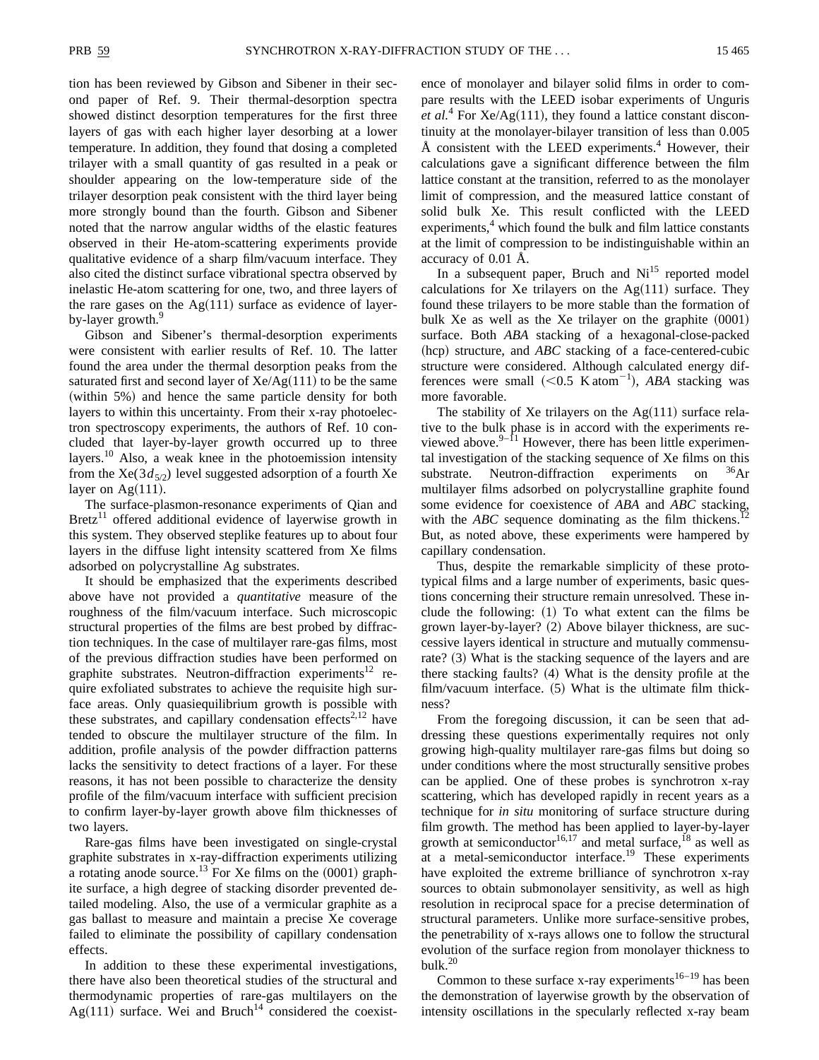tion has been reviewed by Gibson and Sibener in their second paper of Ref. 9. Their thermal-desorption spectra showed distinct desorption temperatures for the first three layers of gas with each higher layer desorbing at a lower temperature. In addition, they found that dosing a completed trilayer with a small quantity of gas resulted in a peak or shoulder appearing on the low-temperature side of the trilayer desorption peak consistent with the third layer being more strongly bound than the fourth. Gibson and Sibener noted that the narrow angular widths of the elastic features observed in their He-atom-scattering experiments provide qualitative evidence of a sharp film/vacuum interface. They also cited the distinct surface vibrational spectra observed by inelastic He-atom scattering for one, two, and three layers of the rare gases on the Ag(111) surface as evidence of layer-by-layer growth.[9]

Gibson and Sibener's thermal-desorption experiments were consistent with earlier results of Ref. 10. The latter found the area under the thermal desorption peaks from the saturated first and second layer of Xe/Ag(111) to be the same (within 5%) and hence the same particle density for both layers to within this uncertainty. From their x-ray photoelectron spectroscopy experiments, the authors of Ref. 10 concluded that layer-by-layer growth occurred up to three layers.[10] Also, a weak knee in the photoemission intensity from the Xe($3d_{5/2}$) level suggested adsorption of a fourth Xe layer on Ag(111).

The surface-plasmon-resonance experiments of Qian and Bretz[11] offered additional evidence of layerwise growth in this system. They observed steplike features up to about four layers in the diffuse light intensity scattered from Xe films adsorbed on polycrystalline Ag substrates.

It should be emphasized that the experiments described above have not provided a *quantitative* measure of the roughness of the film/vacuum interface. Such microscopic structural properties of the films are best probed by diffraction techniques. In the case of multilayer rare-gas films, most of the previous diffraction studies have been performed on graphite substrates. Neutron-diffraction experiments[12] require exfoliated substrates to achieve the requisite high surface areas. Only quasiequilibrium growth is possible with these substrates, and capillary condensation effects[2,12] have tended to obscure the multilayer structure of the film. In addition, profile analysis of the powder diffraction patterns lacks the sensitivity to detect fractions of a layer. For these reasons, it has not been possible to characterize the density profile of the film/vacuum interface with sufficient precision to confirm layer-by-layer growth above film thicknesses of two layers.

Rare-gas films have been investigated on single-crystal graphite substrates in x-ray-diffraction experiments utilizing a rotating anode source.[13] For Xe films on the (0001) graphite surface, a high degree of stacking disorder prevented detailed modeling. Also, the use of a vermicular graphite as a gas ballast to measure and maintain a precise Xe coverage failed to eliminate the possibility of capillary condensation effects.

In addition to these these experimental investigations, there have also been theoretical studies of the structural and thermodynamic properties of rare-gas multilayers on the Ag(111) surface. Wei and Bruch[14] considered the coexistence of monolayer and bilayer solid films in order to compare results with the LEED isobar experiments of Unguris *et al.*[4] For Xe/Ag(111), they found a lattice constant discontinuity at the monolayer-bilayer transition of less than 0.005 Å consistent with the LEED experiments.[4] However, their calculations gave a significant difference between the film lattice constant at the transition, referred to as the monolayer limit of compression, and the measured lattice constant of solid bulk Xe. This result conflicted with the LEED experiments,[4] which found the bulk and film lattice constants at the limit of compression to be indistinguishable within an accuracy of 0.01 Å.

In a subsequent paper, Bruch and Ni[15] reported model calculations for Xe trilayers on the Ag(111) surface. They found these trilayers to be more stable than the formation of bulk Xe as well as the Xe trilayer on the graphite (0001) surface. Both *ABA* stacking of a hexagonal-close-packed (hcp) structure, and *ABC* stacking of a face-centered-cubic structure were considered. Although calculated energy differences were small ($<0.5$ K atom$^{-1}$), *ABA* stacking was more favorable.

The stability of Xe trilayers on the Ag(111) surface relative to the bulk phase is in accord with the experiments reviewed above.[9–11] However, there has been little experimental investigation of the stacking sequence of Xe films on this substrate. Neutron-diffraction experiments on $^{36}$Ar multilayer films adsorbed on polycrystalline graphite found some evidence for coexistence of *ABA* and *ABC* stacking, with the *ABC* sequence dominating as the film thickens.[12] But, as noted above, these experiments were hampered by capillary condensation.

Thus, despite the remarkable simplicity of these prototypical films and a large number of experiments, basic questions concerning their structure remain unresolved. These include the following: (1) To what extent can the films be grown layer-by-layer? (2) Above bilayer thickness, are successive layers identical in structure and mutually commensurate? (3) What is the stacking sequence of the layers and are there stacking faults? (4) What is the density profile at the film/vacuum interface. (5) What is the ultimate film thickness?

From the foregoing discussion, it can be seen that addressing these questions experimentally requires not only growing high-quality multilayer rare-gas films but doing so under conditions where the most structurally sensitive probes can be applied. One of these probes is synchrotron x-ray scattering, which has developed rapidly in recent years as a technique for *in situ* monitoring of surface structure during film growth. The method has been applied to layer-by-layer growth at semiconductor[16,17] and metal surface,[18] as well as at a metal-semiconductor interface.[19] These experiments have exploited the extreme brilliance of synchrotron x-ray sources to obtain submonolayer sensitivity, as well as high resolution in reciprocal space for a precise determination of structural parameters. Unlike more surface-sensitive probes, the penetrability of x-rays allows one to follow the structural evolution of the surface region from monolayer thickness to bulk.[20]

Common to these surface x-ray experiments[16–19] has been the demonstration of layerwise growth by the observation of intensity oscillations in the specularly reflected x-ray beam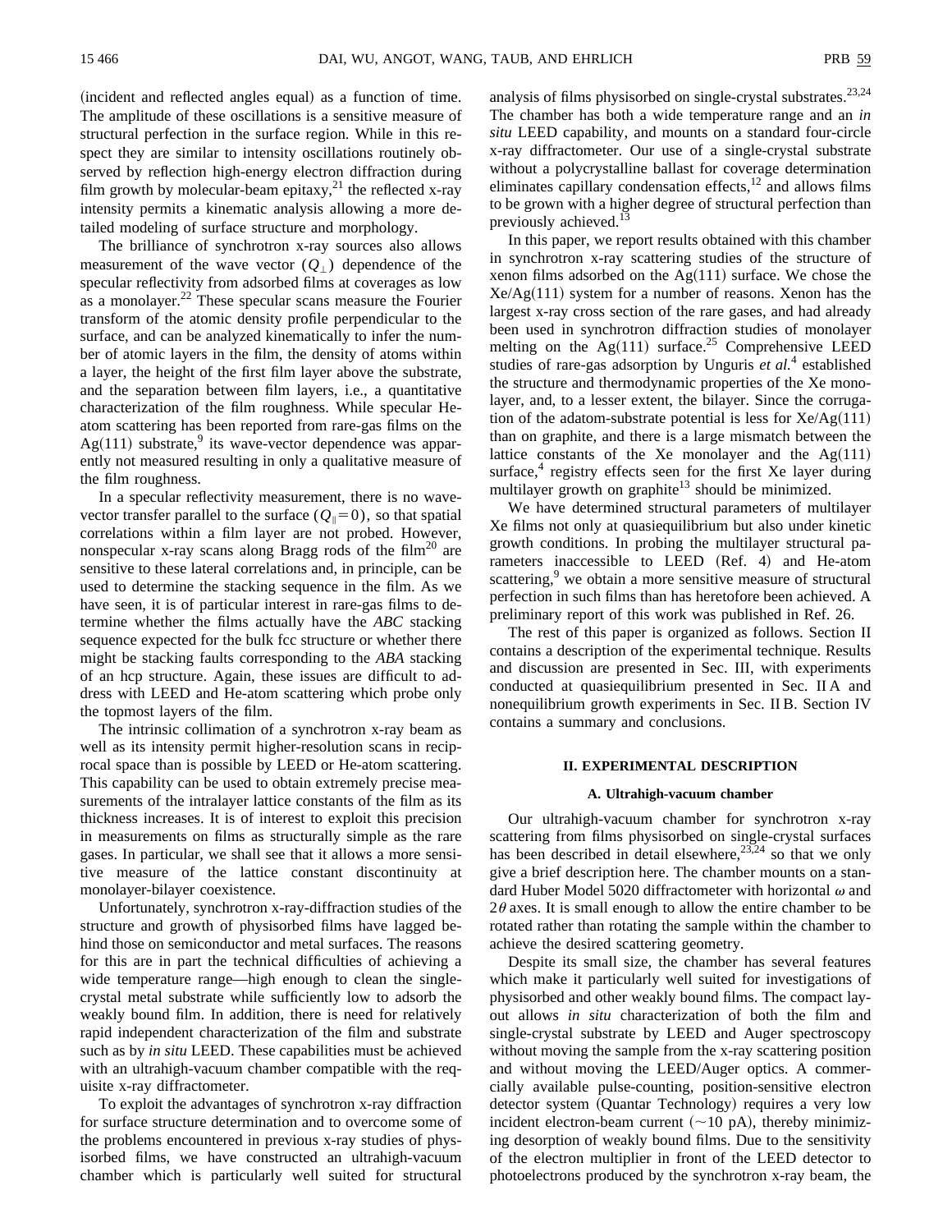(incident and reflected angles equal) as a function of time. The amplitude of these oscillations is a sensitive measure of structural perfection in the surface region. While in this respect they are similar to intensity oscillations routinely observed by reflection high-energy electron diffraction during film growth by molecular-beam epitaxy,[21] the reflected x-ray intensity permits a kinematic analysis allowing a more detailed modeling of surface structure and morphology.

The brilliance of synchrotron x-ray sources also allows measurement of the wave vector ($Q_\perp$) dependence of the specular reflectivity from adsorbed films at coverages as low as a monolayer.[22] These specular scans measure the Fourier transform of the atomic density profile perpendicular to the surface, and can be analyzed kinematically to infer the number of atomic layers in the film, the density of atoms within a layer, the height of the first film layer above the substrate, and the separation between film layers, i.e., a quantitative characterization of the film roughness. While specular He-atom scattering has been reported from rare-gas films on the Ag(111) substrate,[9] its wave-vector dependence was apparently not measured resulting in only a qualitative measure of the film roughness.

In a specular reflectivity measurement, there is no wave-vector transfer parallel to the surface ($Q_\parallel = 0$), so that spatial correlations within a film layer are not probed. However, nonspecular x-ray scans along Bragg rods of the film[20] are sensitive to these lateral correlations and, in principle, can be used to determine the stacking sequence in the film. As we have seen, it is of particular interest in rare-gas films to determine whether the films actually have the *ABC* stacking sequence expected for the bulk fcc structure or whether there might be stacking faults corresponding to the *ABA* stacking of an hcp structure. Again, these issues are difficult to address with LEED and He-atom scattering which probe only the topmost layers of the film.

The intrinsic collimation of a synchrotron x-ray beam as well as its intensity permit higher-resolution scans in reciprocal space than is possible by LEED or He-atom scattering. This capability can be used to obtain extremely precise measurements of the intralayer lattice constants of the film as its thickness increases. It is of interest to exploit this precision in measurements on films as structurally simple as the rare gases. In particular, we shall see that it allows a more sensitive measure of the lattice constant discontinuity at monolayer-bilayer coexistence.

Unfortunately, synchrotron x-ray-diffraction studies of the structure and growth of physisorbed films have lagged behind those on semiconductor and metal surfaces. The reasons for this are in part the technical difficulties of achieving a wide temperature range—high enough to clean the single-crystal metal substrate while sufficiently low to adsorb the weakly bound film. In addition, there is need for relatively rapid independent characterization of the film and substrate such as by *in situ* LEED. These capabilities must be achieved with an ultrahigh-vacuum chamber compatible with the requisite x-ray diffractometer.

To exploit the advantages of synchrotron x-ray diffraction for surface structure determination and to overcome some of the problems encountered in previous x-ray studies of physisorbed films, we have constructed an ultrahigh-vacuum chamber which is particularly well suited for structural analysis of films physisorbed on single-crystal substrates.[23,24] The chamber has both a wide temperature range and an *in situ* LEED capability, and mounts on a standard four-circle x-ray diffractometer. Our use of a single-crystal substrate without a polycrystalline ballast for coverage determination eliminates capillary condensation effects,[12] and allows films to be grown with a higher degree of structural perfection than previously achieved.[13]

In this paper, we report results obtained with this chamber in synchrotron x-ray scattering studies of the structure of xenon films adsorbed on the Ag(111) surface. We chose the Xe/Ag(111) system for a number of reasons. Xenon has the largest x-ray cross section of the rare gases, and had already been used in synchrotron diffraction studies of monolayer melting on the Ag(111) surface.[25] Comprehensive LEED studies of rare-gas adsorption by Unguris *et al.*[4] established the structure and thermodynamic properties of the Xe monolayer, and, to a lesser extent, the bilayer. Since the corrugation of the adatom-substrate potential is less for Xe/Ag(111) than on graphite, and there is a large mismatch between the lattice constants of the Xe monolayer and the Ag(111) surface,[4] registry effects seen for the first Xe layer during multilayer growth on graphite[13] should be minimized.

We have determined structural parameters of multilayer Xe films not only at quasiequilibrium but also under kinetic growth conditions. In probing the multilayer structural parameters inaccessible to LEED (Ref. 4) and He-atom scattering,[9] we obtain a more sensitive measure of structural perfection in such films than has heretofore been achieved. A preliminary report of this work was published in Ref. 26.

The rest of this paper is organized as follows. Section II contains a description of the experimental technique. Results and discussion are presented in Sec. III, with experiments conducted at quasiequilibrium presented in Sec. II A and nonequilibrium growth experiments in Sec. II B. Section IV contains a summary and conclusions.

## II. EXPERIMENTAL DESCRIPTION

### A. Ultrahigh-vacuum chamber

Our ultrahigh-vacuum chamber for synchrotron x-ray scattering from films physisorbed on single-crystal surfaces has been described in detail elsewhere,[23,24] so that we only give a brief description here. The chamber mounts on a standard Huber Model 5020 diffractometer with horizontal $\omega$ and $2\theta$ axes. It is small enough to allow the entire chamber to be rotated rather than rotating the sample within the chamber to achieve the desired scattering geometry.

Despite its small size, the chamber has several features which make it particularly well suited for investigations of physisorbed and other weakly bound films. The compact layout allows *in situ* characterization of both the film and single-crystal substrate by LEED and Auger spectroscopy without moving the sample from the x-ray scattering position and without moving the LEED/Auger optics. A commercially available pulse-counting, position-sensitive electron detector system (Quantar Technology) requires a very low incident electron-beam current (~10 pA), thereby minimizing desorption of weakly bound films. Due to the sensitivity of the electron multiplier in front of the LEED detector to photoelectrons produced by the synchrotron x-ray beam, the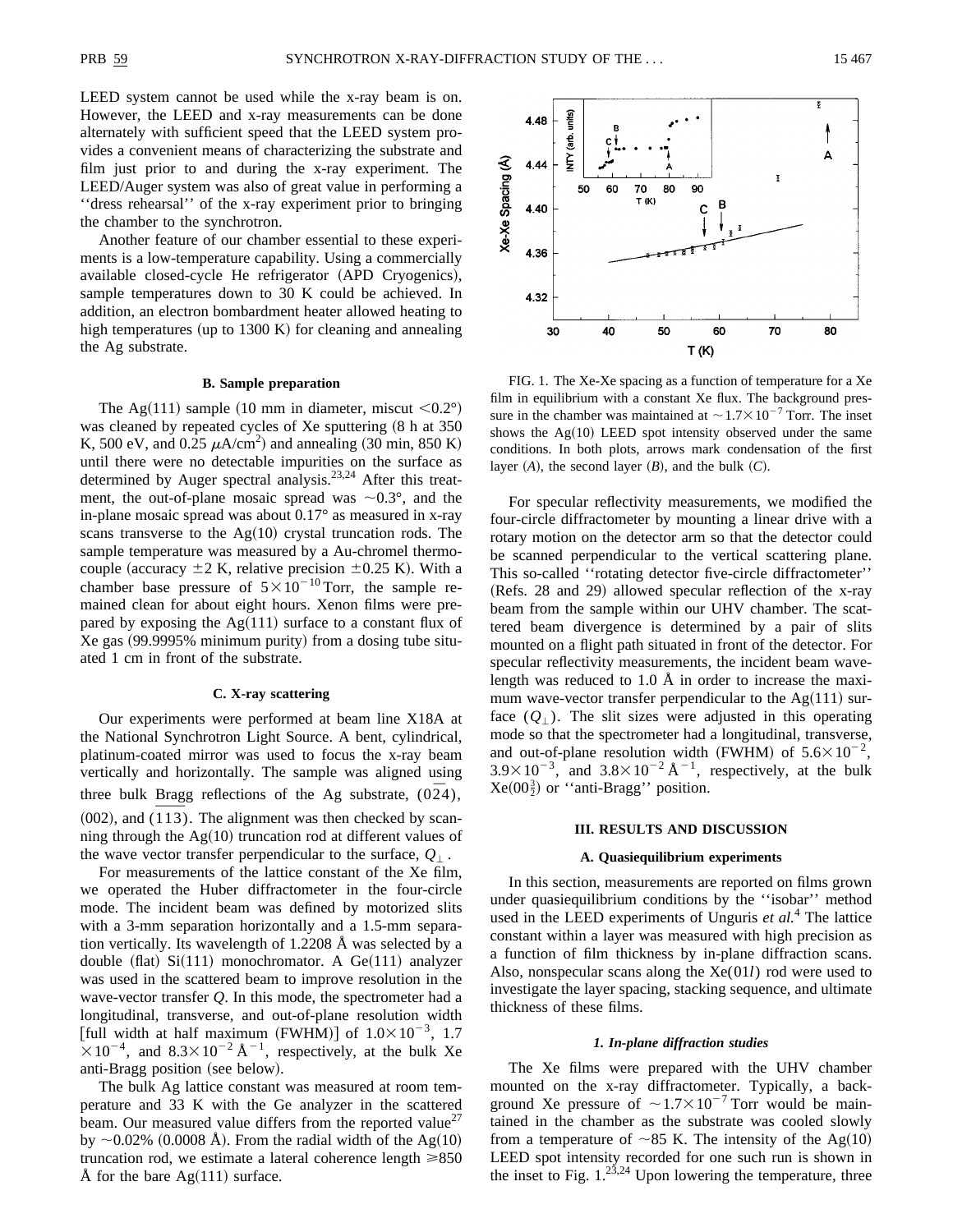LEED system cannot be used while the x-ray beam is on. However, the LEED and x-ray measurements can be done alternately with sufficient speed that the LEED system provides a convenient means of characterizing the substrate and film just prior to and during the x-ray experiment. The LEED/Auger system was also of great value in performing a "dress rehearsal" of the x-ray experiment prior to bringing the chamber to the synchrotron.

Another feature of our chamber essential to these experiments is a low-temperature capability. Using a commercially available closed-cycle He refrigerator (APD Cryogenics), sample temperatures down to 30 K could be achieved. In addition, an electron bombardment heater allowed heating to high temperatures (up to 1300 K) for cleaning and annealing the Ag substrate.

### B. Sample preparation

The Ag(111) sample (10 mm in diameter, miscut $<0.2°$) was cleaned by repeated cycles of Xe sputtering (8 h at 350 K, 500 eV, and 0.25 $\mu A/cm^2$) and annealing (30 min, 850 K) until there were no detectable impurities on the surface as determined by Auger spectral analysis.[23,24] After this treatment, the out-of-plane mosaic spread was $\sim 0.3°$, and the in-plane mosaic spread was about 0.17° as measured in x-ray scans transverse to the Ag(10) crystal truncation rods. The sample temperature was measured by a Au-chromel thermocouple (accuracy $\pm 2$ K, relative precision $\pm 0.25$ K). With a chamber base pressure of $5\times 10^{-10}$ Torr, the sample remained clean for about eight hours. Xenon films were prepared by exposing the Ag(111) surface to a constant flux of Xe gas (99.9995% minimum purity) from a dosing tube situated 1 cm in front of the substrate.

### C. X-ray scattering

Our experiments were performed at beam line X18A at the National Synchrotron Light Source. A bent, cylindrical, platinum-coated mirror was used to focus the x-ray beam vertically and horizontally. The sample was aligned using three bulk Bragg reflections of the Ag substrate, $(0\bar{2}4)$, (002), and $(\overline{11}3)$. The alignment was then checked by scanning through the Ag(10) truncation rod at different values of the wave vector transfer perpendicular to the surface, $Q_\perp$.

For measurements of the lattice constant of the Xe film, we operated the Huber diffractometer in the four-circle mode. The incident beam was defined by motorized slits with a 3-mm separation horizontally and a 1.5-mm separation vertically. Its wavelength of 1.2208 Å was selected by a double (flat) Si(111) monochromator. A Ge(111) analyzer was used in the scattered beam to improve resolution in the wave-vector transfer $Q$. In this mode, the spectrometer had a longitudinal, transverse, and out-of-plane resolution width [full width at half maximum (FWHM)] of $1.0\times 10^{-3}$, $1.7\times 10^{-4}$, and $8.3\times 10^{-2}$ Å$^{-1}$, respectively, at the bulk Xe anti-Bragg position (see below).

The bulk Ag lattice constant was measured at room temperature and 33 K with the Ge analyzer in the scattered beam. Our measured value differs from the reported value[27] by $\sim 0.02\%$ (0.0008 Å). From the radial width of the Ag(10) truncation rod, we estimate a lateral coherence length $\geqslant 850$ Å for the bare Ag(111) surface.

FIG. 1. The Xe-Xe spacing as a function of temperature for a Xe film in equilibrium with a constant Xe flux. The background pressure in the chamber was maintained at $\sim 1.7\times 10^{-7}$ Torr. The inset shows the Ag(10) LEED spot intensity observed under the same conditions. In both plots, arrows mark condensation of the first layer ($A$), the second layer ($B$), and the bulk ($C$).

For specular reflectivity measurements, we modified the four-circle diffractometer by mounting a linear drive with a rotary motion on the detector arm so that the detector could be scanned perpendicular to the vertical scattering plane. This so-called "rotating detector five-circle diffractometer" (Refs. 28 and 29) allowed specular reflection of the x-ray beam from the sample within our UHV chamber. The scattered beam divergence is determined by a pair of slits mounted on a flight path situated in front of the detector. For specular reflectivity measurements, the incident beam wavelength was reduced to 1.0 Å in order to increase the maximum wave-vector transfer perpendicular to the Ag(111) surface ($Q_\perp$). The slit sizes were adjusted in this operating mode so that the spectrometer had a longitudinal, transverse, and out-of-plane resolution width (FWHM) of $5.6\times 10^{-2}$, $3.9\times 10^{-3}$, and $3.8\times 10^{-2}$ Å$^{-1}$, respectively, at the bulk Xe$(00\frac{3}{2})$ or "anti-Bragg" position.

## III. RESULTS AND DISCUSSION

### A. Quasiequilibrium experiments

In this section, measurements are reported on films grown under quasiequilibrium conditions by the "isobar" method used in the LEED experiments of Unguris *et al.*[4] The lattice constant within a layer was measured with high precision as a function of film thickness by in-plane diffraction scans. Also, nonspecular scans along the Xe$(01l)$ rod were used to investigate the layer spacing, stacking sequence, and ultimate thickness of these films.

#### *1. In-plane diffraction studies*

The Xe films were prepared with the UHV chamber mounted on the x-ray diffractometer. Typically, a background Xe pressure of $\sim 1.7\times 10^{-7}$ Torr would be maintained in the chamber as the substrate was cooled slowly from a temperature of $\sim 85$ K. The intensity of the Ag(10) LEED spot intensity recorded for one such run is shown in the inset to Fig. 1.[23,24] Upon lowering the temperature, three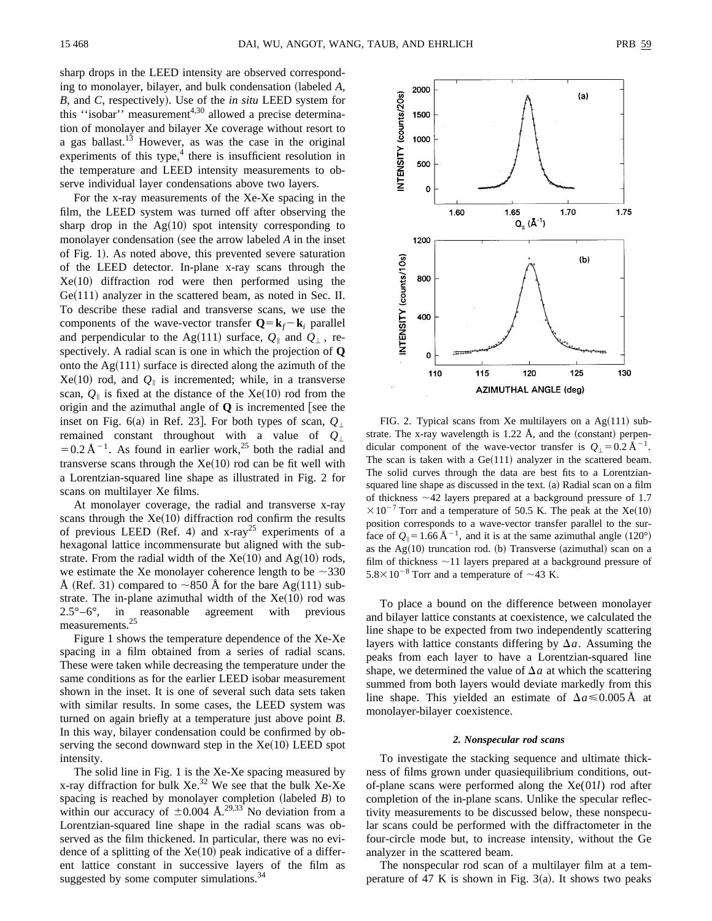sharp drops in the LEED intensity are observed corresponding to monolayer, bilayer, and bulk condensation (labeled *A*, *B*, and *C*, respectively). Use of the *in situ* LEED system for this ''isobar'' measurement[4,30] allowed a precise determination of monolayer and bilayer Xe coverage without resort to a gas ballast.[13] However, as was the case in the original experiments of this type,[4] there is insufficient resolution in the temperature and LEED intensity measurements to observe individual layer condensations above two layers.

For the x-ray measurements of the Xe-Xe spacing in the film, the LEED system was turned off after observing the sharp drop in the Ag(10) spot intensity corresponding to monolayer condensation (see the arrow labeled *A* in the inset of Fig. 1). As noted above, this prevented severe saturation of the LEED detector. In-plane x-ray scans through the Xe(10) diffraction rod were then performed using the Ge(111) analyzer in the scattered beam, as noted in Sec. II. To describe these radial and transverse scans, we use the components of the wave-vector transfer $\mathbf{Q}=\mathbf{k}_f-\mathbf{k}_i$ parallel and perpendicular to the Ag(111) surface, $Q_\parallel$ and $Q_\perp$, respectively. A radial scan is one in which the projection of $\mathbf{Q}$ onto the Ag(111) surface is directed along the azimuth of the Xe(10) rod, and $Q_\parallel$ is incremented; while, in a transverse scan, $Q_\parallel$ is fixed at the distance of the Xe(10) rod from the origin and the azimuthal angle of $\mathbf{Q}$ is incremented [see the inset on Fig. 6(a) in Ref. 23]. For both types of scan, $Q_\perp$ remained constant throughout with a value of $Q_\perp = 0.2\,\text{Å}^{-1}$. As found in earlier work,[25] both the radial and transverse scans through the Xe(10) rod can be fit well with a Lorentzian-squared line shape as illustrated in Fig. 2 for scans on multilayer Xe films.

At monolayer coverage, the radial and transverse x-ray scans through the Xe(10) diffraction rod confirm the results of previous LEED (Ref. 4) and x-ray[25] experiments of a hexagonal lattice incommensurate but aligned with the substrate. From the radial width of the Xe(10) and Ag(10) rods, we estimate the Xe monolayer coherence length to be ~330 Å (Ref. 31) compared to ~850 Å for the bare Ag(111) substrate. The in-plane azimuthal width of the Xe(10) rod was 2.5°–6°, in reasonable agreement with previous measurements.[25]

Figure 1 shows the temperature dependence of the Xe-Xe spacing in a film obtained from a series of radial scans. These were taken while decreasing the temperature under the same conditions as for the earlier LEED isobar measurement shown in the inset. It is one of several such data sets taken with similar results. In some cases, the LEED system was turned on again briefly at a temperature just above point *B*. In this way, bilayer condensation could be confirmed by observing the second downward step in the Xe(10) LEED spot intensity.

The solid line in Fig. 1 is the Xe-Xe spacing measured by x-ray diffraction for bulk Xe.[32] We see that the bulk Xe-Xe spacing is reached by monolayer completion (labeled *B*) to within our accuracy of ±0.004 Å.[29,33] No deviation from a Lorentzian-squared line shape in the radial scans was observed as the film thickened. In particular, there was no evidence of a splitting of the Xe(10) peak indicative of a different lattice constant in successive layers of the film as suggested by some computer simulations.[34]

FIG. 2. Typical scans from Xe multilayers on a Ag(111) substrate. The x-ray wavelength is 1.22 Å, and the (constant) perpendicular component of the wave-vector transfer is $Q_\perp = 0.2\,\text{Å}^{-1}$. The scan is taken with a Ge(111) analyzer in the scattered beam. The solid curves through the data are best fits to a Lorentzian-squared line shape as discussed in the text. (a) Radial scan on a film of thickness ~42 layers prepared at a background pressure of $1.7\times10^{-7}$ Torr and a temperature of 50.5 K. The peak at the Xe(10) position corresponds to a wave-vector transfer parallel to the surface of $Q_\parallel = 1.66\,\text{Å}^{-1}$, and it is at the same azimuthal angle (120°) as the Ag(10) truncation rod. (b) Transverse (azimuthal) scan on a film of thickness ~11 layers prepared at a background pressure of $5.8\times10^{-8}$ Torr and a temperature of ~43 K.

To place a bound on the difference between monolayer and bilayer lattice constants at coexistence, we calculated the line shape to be expected from two independently scattering layers with lattice constants differing by $\Delta a$. Assuming the peaks from each layer to have a Lorentzian-squared line shape, we determined the value of $\Delta a$ at which the scattering summed from both layers would deviate markedly from this line shape. This yielded an estimate of $\Delta a \lesssim 0.005\,\text{Å}$ at monolayer-bilayer coexistence.

#### 2. Nonspecular rod scans

To investigate the stacking sequence and ultimate thickness of films grown under quasiequilibrium conditions, out-of-plane scans were performed along the Xe(01*l*) rod after completion of the in-plane scans. Unlike the specular reflectivity measurements to be discussed below, these nonspecular scans could be performed with the diffractometer in the four-circle mode but, to increase intensity, without the Ge analyzer in the scattered beam.

The nonspecular rod scan of a multilayer film at a temperature of 47 K is shown in Fig. 3(a). It shows two peaks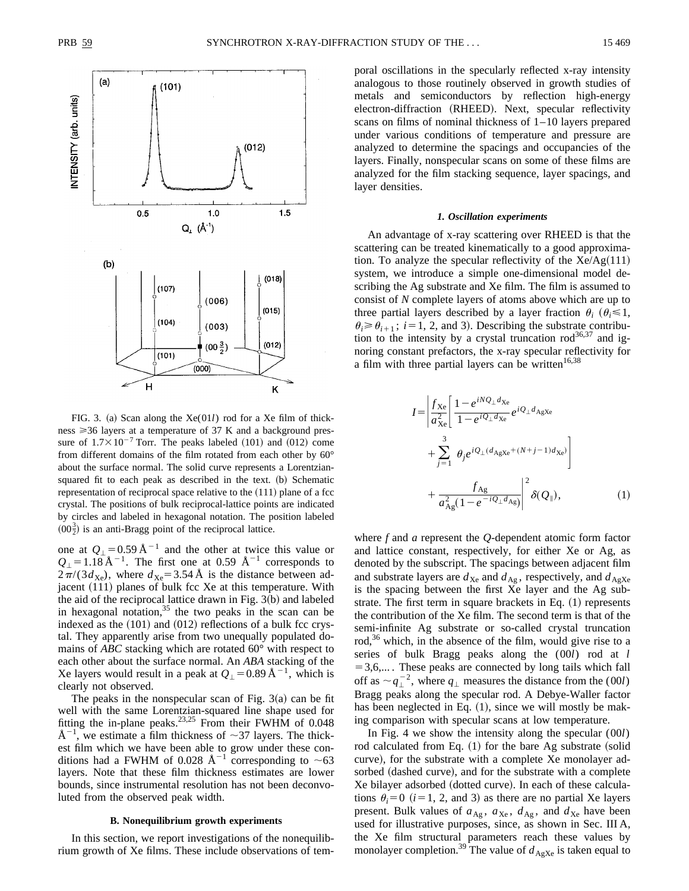FIG. 3. (a) Scan along the Xe(01$l$) rod for a Xe film of thickness $\geq$36 layers at a temperature of 37 K and a background pressure of $1.7\times10^{-7}$ Torr. The peaks labeled (101) and (012) come from different domains of the film rotated from each other by 60° about the surface normal. The solid curve represents a Lorentzian-squared fit to each peak as described in the text. (b) Schematic representation of reciprocal space relative to the (111) plane of a fcc crystal. The positions of bulk reciprocal-lattice points are indicated by circles and labeled in hexagonal notation. The position labeled $(00\frac{3}{2})$ is an anti-Bragg point of the reciprocal lattice.

one at $Q_\perp = 0.59\,\text{Å}^{-1}$ and the other at twice this value or $Q_\perp = 1.18\,\text{Å}^{-1}$. The first one at 0.59 $\text{Å}^{-1}$ corresponds to $2\pi/(3d_{\text{Xe}})$, where $d_{\text{Xe}} = 3.54\,\text{Å}$ is the distance between adjacent (111) planes of bulk fcc Xe at this temperature. With the aid of the reciprocal lattice drawn in Fig. 3(b) and labeled in hexagonal notation,[35] the two peaks in the scan can be indexed as the (101) and (012) reflections of a bulk fcc crystal. They apparently arise from two unequally populated domains of *ABC* stacking which are rotated 60° with respect to each other about the surface normal. An *ABA* stacking of the Xe layers would result in a peak at $Q_\perp = 0.89\,\text{Å}^{-1}$, which is clearly not observed.

The peaks in the nonspecular scan of Fig. 3(a) can be fit well with the same Lorentzian-squared line shape used for fitting the in-plane peaks.[23,25] From their FWHM of 0.048 $\text{Å}^{-1}$, we estimate a film thickness of ~37 layers. The thickest film which we have been able to grow under these conditions had a FWHM of 0.028 $\text{Å}^{-1}$ corresponding to ~63 layers. Note that these film thickness estimates are lower bounds, since instrumental resolution has not been deconvoluted from the observed peak width.

### B. Nonequilibrium growth experiments

In this section, we report investigations of the nonequilibrium growth of Xe films. These include observations of temporal oscillations in the specularly reflected x-ray intensity analogous to those routinely observed in growth studies of metals and semiconductors by reflection high-energy electron-diffraction (RHEED). Next, specular reflectivity scans on films of nominal thickness of 1–10 layers prepared under various conditions of temperature and pressure are analyzed to determine the spacings and occupancies of the layers. Finally, nonspecular scans on some of these films are analyzed for the film stacking sequence, layer spacings, and layer densities.

#### *1. Oscillation experiments*

An advantage of x-ray scattering over RHEED is that the scattering can be treated kinematically to a good approximation. To analyze the specular reflectivity of the Xe/Ag(111) system, we introduce a simple one-dimensional model describing the Ag substrate and Xe film. The film is assumed to consist of $N$ complete layers of atoms above which are up to three partial layers described by a layer fraction $\theta_i$ ($\theta_i \leq 1$, $\theta_i \geq \theta_{i+1}$; $i=1$, 2, and 3). Describing the substrate contribution to the intensity by a crystal truncation rod[36,37] and ignoring constant prefactors, the x-ray specular reflectivity for a film with three partial layers can be written[16,38]

$$I = \left| \frac{f_{\text{Xe}}}{a_{\text{Xe}}^2} \left[ \frac{1 - e^{iNQ_\perp d_{\text{Xe}}}}{1 - e^{iQ_\perp d_{\text{Xe}}}} e^{iQ_\perp d_{\text{AgXe}}} + \sum_{j=1}^{3} \theta_j e^{iQ_\perp (d_{\text{AgXe}} + (N+j-1)d_{\text{Xe}})} \right] + \frac{f_{\text{Ag}}}{a_{\text{Ag}}^2 (1 - e^{-iQ_\perp d_{\text{Ag}}})} \right|^2 \delta(Q_\parallel), \tag{1}$$

where $f$ and $a$ represent the $Q$-dependent atomic form factor and lattice constant, respectively, for either Xe or Ag, as denoted by the subscript. The spacings between adjacent film and substrate layers are $d_{\text{Xe}}$ and $d_{\text{Ag}}$, respectively, and $d_{\text{AgXe}}$ is the spacing between the first Xe layer and the Ag substrate. The first term in square brackets in Eq. (1) represents the contribution of the Xe film. The second term is that of the semi-infinite Ag substrate or so-called crystal truncation rod,[36] which, in the absence of the film, would give rise to a series of bulk Bragg peaks along the (00$l$) rod at $l = 3,6,\ldots$. These peaks are connected by long tails which fall off as $\sim q_\perp^{-2}$, where $q_\perp$ measures the distance from the (00$l$) Bragg peaks along the specular rod. A Debye-Waller factor has been neglected in Eq. (1), since we will mostly be making comparison with specular scans at low temperature.

In Fig. 4 we show the intensity along the specular (00$l$) rod calculated from Eq. (1) for the bare Ag substrate (solid curve), for the substrate with a complete Xe monolayer adsorbed (dashed curve), and for the substrate with a complete Xe bilayer adsorbed (dotted curve). In each of these calculations $\theta_i = 0$ ($i = 1$, 2, and 3) as there are no partial Xe layers present. Bulk values of $a_{\text{Ag}}$, $a_{\text{Xe}}$, $d_{\text{Ag}}$, and $d_{\text{Xe}}$ have been used for illustrative purposes, since, as shown in Sec. III A, the Xe film structural parameters reach these values by monolayer completion.[39] The value of $d_{\text{AgXe}}$ is taken equal to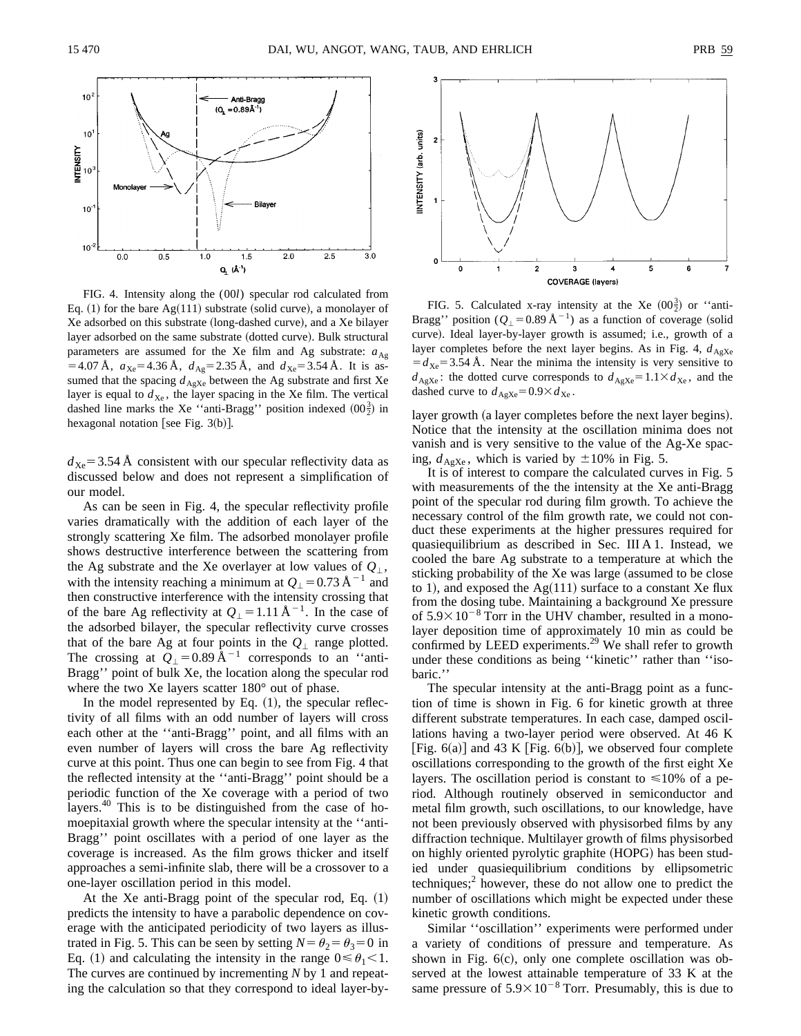FIG. 4. Intensity along the $(00l)$ specular rod calculated from Eq. (1) for the bare Ag(111) substrate (solid curve), a monolayer of Xe adsorbed on this substrate (long-dashed curve), and a Xe bilayer layer adsorbed on the same substrate (dotted curve). Bulk structural parameters are assumed for the Xe film and Ag substrate: $a_{Ag} = 4.07$ Å, $a_{Xe} = 4.36$ Å, $d_{Ag} = 2.35$ Å, and $d_{Xe} = 3.54$ Å. It is assumed that the spacing $d_{AgXe}$ between the Ag substrate and first Xe layer is equal to $d_{Xe}$, the layer spacing in the Xe film. The vertical dashed line marks the Xe "anti-Bragg" position indexed $(00\frac{3}{2})$ in hexagonal notation [see Fig. 3(b)].

$d_{Xe} = 3.54$ Å consistent with our specular reflectivity data as discussed below and does not represent a simplification of our model.

As can be seen in Fig. 4, the specular reflectivity profile varies dramatically with the addition of each layer of the strongly scattering Xe film. The adsorbed monolayer profile shows destructive interference between the scattering from the Ag substrate and the Xe overlayer at low values of $Q_\perp$, with the intensity reaching a minimum at $Q_\perp = 0.73$ Å$^{-1}$ and then constructive interference with the intensity crossing that of the bare Ag reflectivity at $Q_\perp = 1.11$ Å$^{-1}$. In the case of the adsorbed bilayer, the specular reflectivity curve crosses that of the bare Ag at four points in the $Q_\perp$ range plotted. The crossing at $Q_\perp = 0.89$ Å$^{-1}$ corresponds to an "anti-Bragg" point of bulk Xe, the location along the specular rod where the two Xe layers scatter 180° out of phase.

In the model represented by Eq. (1), the specular reflectivity of all films with an odd number of layers will cross each other at the "anti-Bragg" point, and all films with an even number of layers will cross the bare Ag reflectivity curve at this point. Thus one can begin to see from Fig. 4 that the reflected intensity at the "anti-Bragg" point should be a periodic function of the Xe coverage with a period of two layers.[40] This is to be distinguished from the case of homoepitaxial growth where the specular intensity at the "anti-Bragg" point oscillates with a period of one layer as the coverage is increased. As the film grows thicker and itself approaches a semi-infinite slab, there will be a crossover to a one-layer oscillation period in this model.

At the Xe anti-Bragg point of the specular rod, Eq. (1) predicts the intensity to have a parabolic dependence on coverage with the anticipated periodicity of two layers as illustrated in Fig. 5. This can be seen by setting $N = \theta_2 = \theta_3 = 0$ in Eq. (1) and calculating the intensity in the range $0 \leq \theta_1 < 1$. The curves are continued by incrementing $N$ by 1 and repeating the calculation so that they correspond to ideal layer-by-layer growth (a layer completes before the next layer begins). Notice that the intensity at the oscillation minima does not vanish and is very sensitive to the value of the Ag-Xe spacing, $d_{AgXe}$, which is varied by $\pm 10\%$ in Fig. 5.

FIG. 5. Calculated x-ray intensity at the Xe $(00\frac{3}{2})$ or "anti-Bragg" position ($Q_\perp = 0.89$ Å$^{-1}$) as a function of coverage (solid curve). Ideal layer-by-layer growth is assumed; i.e., growth of a layer completes before the next layer begins. As in Fig. 4, $d_{AgXe} = d_{Xe} = 3.54$ Å. Near the minima the intensity is very sensitive to $d_{AgXe}$: the dotted curve corresponds to $d_{AgXe} = 1.1 \times d_{Xe}$, and the dashed curve to $d_{AgXe} = 0.9 \times d_{Xe}$.

It is of interest to compare the calculated curves in Fig. 5 with measurements of the the intensity at the Xe anti-Bragg point of the specular rod during film growth. To achieve the necessary control of the film growth rate, we could not conduct these experiments at the higher pressures required for quasiequilibrium as described in Sec. III A 1. Instead, we cooled the bare Ag substrate to a temperature at which the sticking probability of the Xe was large (assumed to be close to 1), and exposed the Ag(111) surface to a constant Xe flux from the dosing tube. Maintaining a background Xe pressure of $5.9 \times 10^{-8}$ Torr in the UHV chamber, resulted in a monolayer deposition time of approximately 10 min as could be confirmed by LEED experiments.[29] We shall refer to growth under these conditions as being "kinetic" rather than "isobaric."

The specular intensity at the anti-Bragg point as a function of time is shown in Fig. 6 for kinetic growth at three different substrate temperatures. In each case, damped oscillations having a two-layer period were observed. At 46 K [Fig. 6(a)] and 43 K [Fig. 6(b)], we observed four complete oscillations corresponding to the growth of the first eight Xe layers. The oscillation period is constant to $\leq 10\%$ of a period. Although routinely observed in semiconductor and metal film growth, such oscillations, to our knowledge, have not been previously observed with physisorbed films by any diffraction technique. Multilayer growth of films physisorbed on highly oriented pyrolytic graphite (HOPG) has been studied under quasiequilibrium conditions by ellipsometric techniques;[2] however, these do not allow one to predict the number of oscillations which might be expected under these kinetic growth conditions.

Similar "oscillation" experiments were performed under a variety of conditions of pressure and temperature. As shown in Fig. 6(c), only one complete oscillation was observed at the lowest attainable temperature of 33 K at the same pressure of $5.9 \times 10^{-8}$ Torr. Presumably, this is due to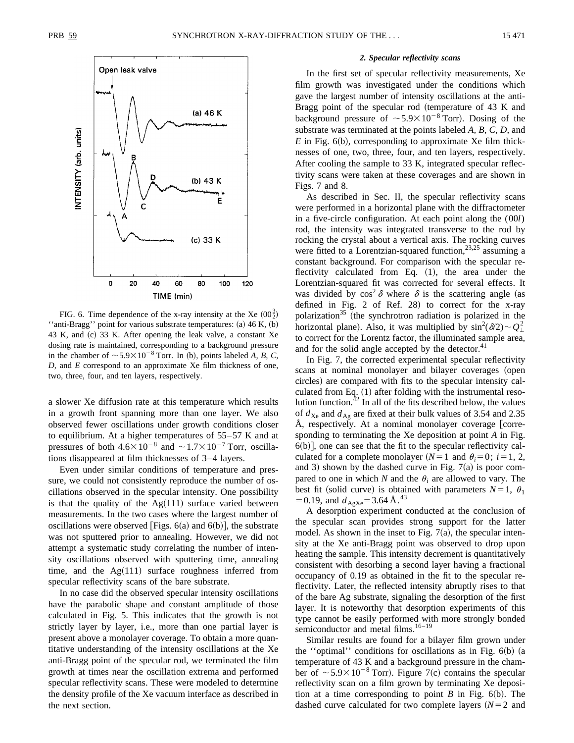FIG. 6. Time dependence of the x-ray intensity at the Xe $(00\frac{3}{2})$ ''anti-Bragg'' point for various substrate temperatures: (a) 46 K, (b) 43 K, and (c) 33 K. After opening the leak valve, a constant Xe dosing rate is maintained, corresponding to a background pressure in the chamber of $\sim 5.9\times 10^{-8}$ Torr. In (b), points labeled *A, B, C, D*, and *E* correspond to an approximate Xe film thickness of one, two, three, four, and ten layers, respectively.

a slower Xe diffusion rate at this temperature which results in a growth front spanning more than one layer. We also observed fewer oscillations under growth conditions closer to equilibrium. At a higher temperatures of 55–57 K and at pressures of both $4.6\times 10^{-8}$ and $\sim 1.7\times 10^{-7}$ Torr, oscillations disappeared at film thicknesses of 3–4 layers.

Even under similar conditions of temperature and pressure, we could not consistently reproduce the number of oscillations observed in the specular intensity. One possibility is that the quality of the Ag(111) surface varied between measurements. In the two cases where the largest number of oscillations were observed [Figs. 6(a) and 6(b)], the substrate was not sputtered prior to annealing. However, we did not attempt a systematic study correlating the number of intensity oscillations observed with sputtering time, annealing time, and the Ag(111) surface roughness inferred from specular reflectivity scans of the bare substrate.

In no case did the observed specular intensity oscillations have the parabolic shape and constant amplitude of those calculated in Fig. 5. This indicates that the growth is not strictly layer by layer, i.e., more than one partial layer is present above a monolayer coverage. To obtain a more quantitative understanding of the intensity oscillations at the Xe anti-Bragg point of the specular rod, we terminated the film growth at times near the oscillation extrema and performed specular reflectivity scans. These were modeled to determine the density profile of the Xe vacuum interface as described in the next section.

#### *2. Specular reflectivity scans*

In the first set of specular reflectivity measurements, Xe film growth was investigated under the conditions which gave the largest number of intensity oscillations at the anti-Bragg point of the specular rod (temperature of 43 K and background pressure of $\sim 5.9\times 10^{-8}$ Torr). Dosing of the substrate was terminated at the points labeled *A, B, C, D*, and *E* in Fig. 6(b), corresponding to approximate Xe film thicknesses of one, two, three, four, and ten layers, respectively. After cooling the sample to 33 K, integrated specular reflectivity scans were taken at these coverages and are shown in Figs. 7 and 8.

As described in Sec. II, the specular reflectivity scans were performed in a horizontal plane with the diffractometer in a five-circle configuration. At each point along the $(00l)$ rod, the intensity was integrated transverse to the rod by rocking the crystal about a vertical axis. The rocking curves were fitted to a Lorentzian-squared function,[23,25] assuming a constant background. For comparison with the specular reflectivity calculated from Eq. (1), the area under the Lorentzian-squared fit was corrected for several effects. It was divided by $\cos^2\delta$ where $\delta$ is the scattering angle (as defined in Fig. 2 of Ref. 28) to correct for the x-ray polarization[35] (the synchrotron radiation is polarized in the horizontal plane). Also, it was multiplied by $\sin^2(\delta/2)\sim Q_\perp^2$ to correct for the Lorentz factor, the illuminated sample area, and for the solid angle accepted by the detector.[41]

In Fig. 7, the corrected experimental specular reflectivity scans at nominal monolayer and bilayer coverages (open circles) are compared with fits to the specular intensity calculated from Eq. (1) after folding with the instrumental resolution function.[42] In all of the fits described below, the values of $d_{\mathrm{Xe}}$ and $d_{\mathrm{Ag}}$ are fixed at their bulk values of 3.54 and 2.35 Å, respectively. At a nominal monolayer coverage [corresponding to terminating the Xe deposition at point *A* in Fig. 6(b)], one can see that the fit to the specular reflectivity calculated for a complete monolayer ($N=1$ and $\theta_i=0$; $i=1$, 2, and 3) shown by the dashed curve in Fig. 7(a) is poor compared to one in which $N$ and the $\theta_i$ are allowed to vary. The best fit (solid curve) is obtained with parameters $N=1$, $\theta_1=0.19$, and $d_{\mathrm{AgXe}}=3.64$ Å.[43]

A desorption experiment conducted at the conclusion of the specular scan provides strong support for the latter model. As shown in the inset to Fig. 7(a), the specular intensity at the Xe anti-Bragg point was observed to drop upon heating the sample. This intensity decrement is quantitatively consistent with desorbing a second layer having a fractional occupancy of 0.19 as obtained in the fit to the specular reflectivity. Later, the reflected intensity abruptly rises to that of the bare Ag substrate, signaling the desorption of the first layer. It is noteworthy that desorption experiments of this type cannot be easily performed with more strongly bonded semiconductor and metal films.[16–19]

Similar results are found for a bilayer film grown under the ''optimal'' conditions for oscillations as in Fig. 6(b) (a temperature of 43 K and a background pressure in the chamber of $\sim 5.9\times 10^{-8}$ Torr). Figure 7(c) contains the specular reflectivity scan on a film grown by terminating Xe deposition at a time corresponding to point *B* in Fig. 6(b). The dashed curve calculated for two complete layers ($N=2$ and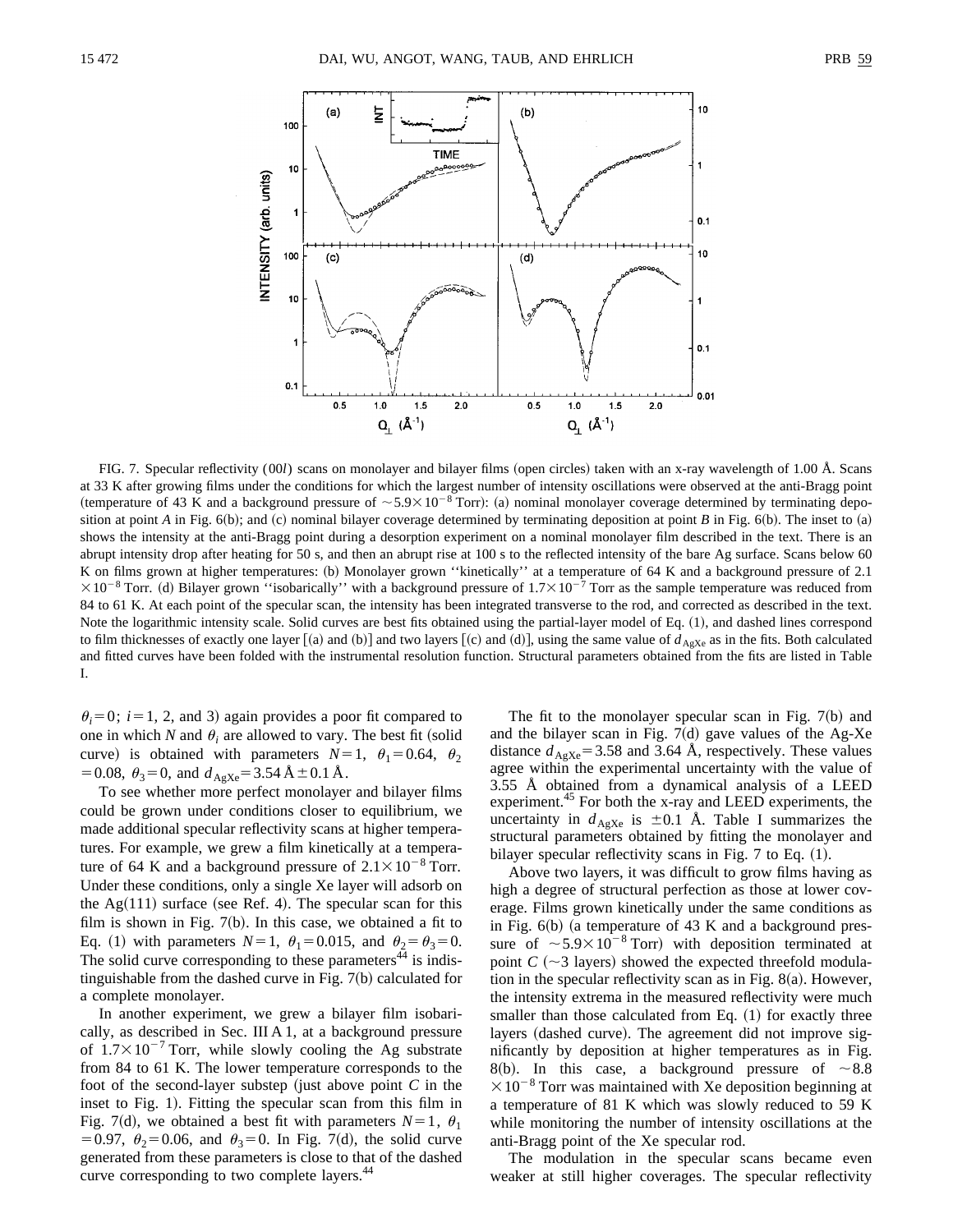FIG. 7. Specular reflectivity (00$l$) scans on monolayer and bilayer films (open circles) taken with an x-ray wavelength of 1.00 Å. Scans at 33 K after growing films under the conditions for which the largest number of intensity oscillations were observed at the anti-Bragg point (temperature of 43 K and a background pressure of $\sim 5.9\times10^{-8}$ Torr): (a) nominal monolayer coverage determined by terminating deposition at point $A$ in Fig. 6(b); and (c) nominal bilayer coverage determined by terminating deposition at point $B$ in Fig. 6(b). The inset to (a) shows the intensity at the anti-Bragg point during a desorption experiment on a nominal monolayer film described in the text. There is an abrupt intensity drop after heating for 50 s, and then an abrupt rise at 100 s to the reflected intensity of the bare Ag surface. Scans below 60 K on films grown at higher temperatures: (b) Monolayer grown ''kinetically'' at a temperature of 64 K and a background pressure of 2.1 $\times10^{-8}$ Torr. (d) Bilayer grown ''isobarically'' with a background pressure of $1.7\times10^{-7}$ Torr as the sample temperature was reduced from 84 to 61 K. At each point of the specular scan, the intensity has been integrated transverse to the rod, and corrected as described in the text. Note the logarithmic intensity scale. Solid curves are best fits obtained using the partial-layer model of Eq. (1), and dashed lines correspond to film thicknesses of exactly one layer [(a) and (b)] and two layers [(c) and (d)], using the same value of $d_{\mathrm{AgXe}}$ as in the fits. Both calculated and fitted curves have been folded with the instrumental resolution function. Structural parameters obtained from the fits are listed in Table I.

$\theta_i=0$; $i=1$, 2, and 3) again provides a poor fit compared to one in which $N$ and $\theta_i$ are allowed to vary. The best fit (solid curve) is obtained with parameters $N=1$, $\theta_1=0.64$, $\theta_2=0.08$, $\theta_3=0$, and $d_{\mathrm{AgXe}}=3.54$ Å $\pm0.1$ Å.

To see whether more perfect monolayer and bilayer films could be grown under conditions closer to equilibrium, we made additional specular reflectivity scans at higher temperatures. For example, we grew a film kinetically at a temperature of 64 K and a background pressure of $2.1\times10^{-8}$ Torr. Under these conditions, only a single Xe layer will adsorb on the Ag(111) surface (see Ref. 4). The specular scan for this film is shown in Fig. 7(b). In this case, we obtained a fit to Eq. (1) with parameters $N=1$, $\theta_1=0.015$, and $\theta_2=\theta_3=0$. The solid curve corresponding to these parameters[44] is indistinguishable from the dashed curve in Fig. 7(b) calculated for a complete monolayer.

In another experiment, we grew a bilayer film isobarically, as described in Sec. III A 1, at a background pressure of $1.7\times10^{-7}$ Torr, while slowly cooling the Ag substrate from 84 to 61 K. The lower temperature corresponds to the foot of the second-layer substep (just above point $C$ in the inset to Fig. 1). Fitting the specular scan from this film in Fig. 7(d), we obtained a best fit with parameters $N=1$, $\theta_1=0.97$, $\theta_2=0.06$, and $\theta_3=0$. In Fig. 7(d), the solid curve generated from these parameters is close to that of the dashed curve corresponding to two complete layers.[44]

The fit to the monolayer specular scan in Fig. 7(b) and and the bilayer scan in Fig. 7(d) gave values of the Ag-Xe distance $d_{\mathrm{AgXe}}=3.58$ and 3.64 Å, respectively. These values agree within the experimental uncertainty with the value of 3.55 Å obtained from a dynamical analysis of a LEED experiment.[45] For both the x-ray and LEED experiments, the uncertainty in $d_{\mathrm{AgXe}}$ is $\pm0.1$ Å. Table I summarizes the structural parameters obtained by fitting the monolayer and bilayer specular reflectivity scans in Fig. 7 to Eq. (1).

Above two layers, it was difficult to grow films having as high a degree of structural perfection as those at lower coverage. Films grown kinetically under the same conditions as in Fig. 6(b) (a temperature of 43 K and a background pressure of $\sim5.9\times10^{-8}$ Torr) with deposition terminated at point $C$ ($\sim$3 layers) showed the expected threefold modulation in the specular reflectivity scan as in Fig. 8(a). However, the intensity extrema in the measured reflectivity were much smaller than those calculated from Eq. (1) for exactly three layers (dashed curve). The agreement did not improve significantly by deposition at higher temperatures as in Fig. 8(b). In this case, a background pressure of $\sim8.8\times10^{-8}$ Torr was maintained with Xe deposition beginning at a temperature of 81 K which was slowly reduced to 59 K while monitoring the number of intensity oscillations at the anti-Bragg point of the Xe specular rod.

The modulation in the specular scans became even weaker at still higher coverages. The specular reflectivity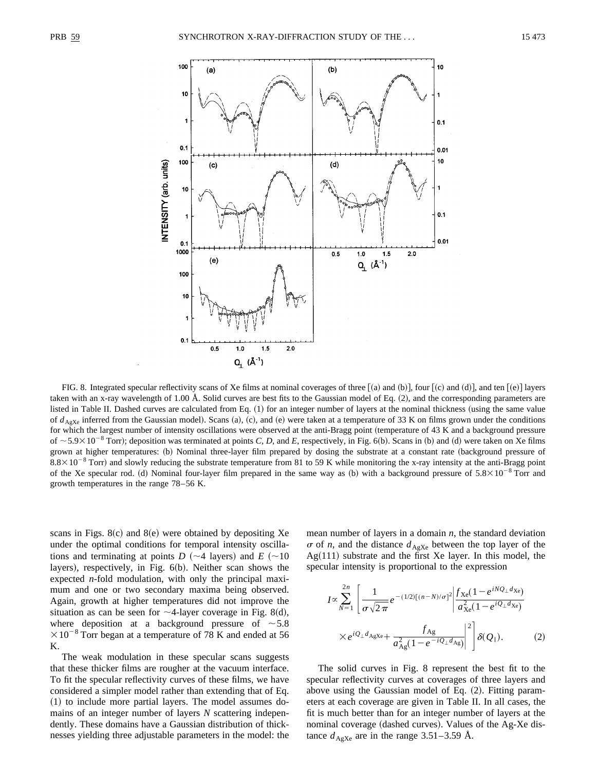FIG. 8. Integrated specular reflectivity scans of Xe films at nominal coverages of three [(a) and (b)], four [(c) and (d)], and ten [(e)] layers taken with an x-ray wavelength of 1.00 Å. Solid curves are best fits to the Gaussian model of Eq. (2), and the corresponding parameters are listed in Table II. Dashed curves are calculated from Eq. (1) for an integer number of layers at the nominal thickness (using the same value of $d_{\mathrm{AgXe}}$ inferred from the Gaussian model). Scans (a), (c), and (e) were taken at a temperature of 33 K on films grown under the conditions for which the largest number of intensity oscillations were observed at the anti-Bragg point (temperature of 43 K and a background pressure of $\sim 5.9\times10^{-8}$ Torr); deposition was terminated at points *C*, *D*, and *E*, respectively, in Fig. 6(b). Scans in (b) and (d) were taken on Xe films grown at higher temperatures: (b) Nominal three-layer film prepared by dosing the substrate at a constant rate (background pressure of $8.8\times10^{-8}$ Torr) and slowly reducing the substrate temperature from 81 to 59 K while monitoring the x-ray intensity at the anti-Bragg point of the Xe specular rod. (d) Nominal four-layer film prepared in the same way as (b) with a background pressure of $5.8\times10^{-8}$ Torr and growth temperatures in the range 78–56 K.

scans in Figs. 8(c) and 8(e) were obtained by depositing Xe under the optimal conditions for temporal intensity oscillations and terminating at points *D* ($\sim$4 layers) and *E* ($\sim$10 layers), respectively, in Fig. 6(b). Neither scan shows the expected *n*-fold modulation, with only the principal maximum and one or two secondary maxima being observed. Again, growth at higher temperatures did not improve the situation as can be seen for $\sim$4-layer coverage in Fig. 8(d), where deposition at a background pressure of $\sim 5.8\times10^{-8}$ Torr began at a temperature of 78 K and ended at 56 K.

The weak modulation in these specular scans suggests that these thicker films are rougher at the vacuum interface. To fit the specular reflectivity curves of these films, we have considered a simpler model rather than extending that of Eq. (1) to include more partial layers. The model assumes domains of an integer number of layers *N* scattering independently. These domains have a Gaussian distribution of thicknesses yielding three adjustable parameters in the model: the mean number of layers in a domain *n*, the standard deviation $\sigma$ of *n*, and the distance $d_{\mathrm{AgXe}}$ between the top layer of the Ag(111) substrate and the first Xe layer. In this model, the specular intensity is proportional to the expression

$$I \propto \sum_{N=1}^{2n}\left[\frac{1}{\sigma\sqrt{2\pi}}e^{-(1/2)[(n-N)/\sigma]^2}\left|\frac{f_{\mathrm{Xe}}(1-e^{iNQ_\perp d_{\mathrm{Xe}}})}{a_{\mathrm{Xe}}^2(1-e^{iQ_\perp d_{\mathrm{Xe}}})}\times e^{iQ_\perp d_{\mathrm{AgXe}}}+\frac{f_{\mathrm{Ag}}}{a_{\mathrm{Ag}}^2(1-e^{-iQ_\perp d_{\mathrm{Ag}}})}\right|^2\right]\delta(Q_\parallel). \tag{2}$$

The solid curves in Fig. 8 represent the best fit to the specular reflectivity curves at coverages of three layers and above using the Gaussian model of Eq. (2). Fitting parameters at each coverage are given in Table II. In all cases, the fit is much better than for an integer number of layers at the nominal coverage (dashed curves). Values of the Ag-Xe distance $d_{\mathrm{AgXe}}$ are in the range 3.51–3.59 Å.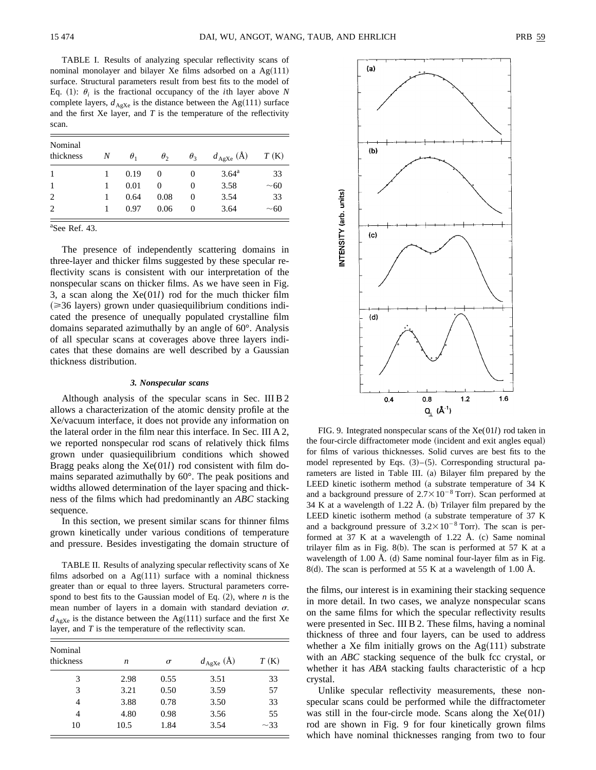TABLE I. Results of analyzing specular reflectivity scans of nominal monolayer and bilayer Xe films adsorbed on a Ag(111) surface. Structural parameters result from best fits to the model of Eq. (1): $\theta_i$ is the fractional occupancy of the $i$th layer above $N$ complete layers, $d_{\mathrm{AgXe}}$ is the distance between the Ag(111) surface and the first Xe layer, and $T$ is the temperature of the reflectivity scan.

| Nominal thickness | $N$ | $\theta_1$ | $\theta_2$ | $\theta_3$ | $d_{\mathrm{AgXe}}$ (Å) | $T$ (K) |
|---|---|---|---|---|---|---|
| 1 | 1 | 0.19 | 0 | 0 | 3.64[a] | 33 |
| 1 | 1 | 0.01 | 0 | 0 | 3.58 | ~60 |
| 2 | 1 | 0.64 | 0.08 | 0 | 3.54 | 33 |
| 2 | 1 | 0.97 | 0.06 | 0 | 3.64 | ~60 |

[a]See Ref. 43.

The presence of independently scattering domains in three-layer and thicker films suggested by these specular reflectivity scans is consistent with our interpretation of the nonspecular scans on thicker films. As we have seen in Fig. 3, a scan along the Xe($01l$) rod for the much thicker film ($\geqslant 36$ layers) grown under quasiequilibrium conditions indicated the presence of unequally populated crystalline film domains separated azimuthally by an angle of 60°. Analysis of all specular scans at coverages above three layers indicates that these domains are well described by a Gaussian thickness distribution.

### 3. Nonspecular scans

Although analysis of the specular scans in Sec. III B 2 allows a characterization of the atomic density profile at the Xe/vacuum interface, it does not provide any information on the lateral order in the film near this interface. In Sec. III A 2, we reported nonspecular rod scans of relatively thick films grown under quasiequilibrium conditions which showed Bragg peaks along the Xe($01l$) rod consistent with film domains separated azimuthally by 60°. The peak positions and widths allowed determination of the layer spacing and thickness of the films which had predominantly an *ABC* stacking sequence.

In this section, we present similar scans for thinner films grown kinetically under various conditions of temperature and pressure. Besides investigating the domain structure of the films, our interest is in examining their stacking sequence in more detail. In two cases, we analyze nonspecular scans on the same films for which the specular reflectivity results were presented in Sec. III B 2. These films, having a nominal thickness of three and four layers, can be used to address whether a Xe film initially grows on the Ag(111) substrate with an *ABC* stacking sequence of the bulk fcc crystal, or whether it has *ABA* stacking faults characteristic of a hcp crystal.

Unlike specular reflectivity measurements, these nonspecular scans could be performed while the diffractometer was still in the four-circle mode. Scans along the Xe($01l$) rod are shown in Fig. 9 for four kinetically grown films which have nominal thicknesses ranging from two to four

TABLE II. Results of analyzing specular reflectivity scans of Xe films adsorbed on a Ag(111) surface with a nominal thickness greater than or equal to three layers. Structural parameters correspond to best fits to the Gaussian model of Eq. (2), where $n$ is the mean number of layers in a domain with standard deviation $\sigma$. $d_{\mathrm{AgXe}}$ is the distance between the Ag(111) surface and the first Xe layer, and $T$ is the temperature of the reflectivity scan.

| Nominal thickness | $n$ | $\sigma$ | $d_{\mathrm{AgXe}}$ (Å) | $T$ (K) |
|---|---|---|---|---|
| 3 | 2.98 | 0.55 | 3.51 | 33 |
| 3 | 3.21 | 0.50 | 3.59 | 57 |
| 4 | 3.88 | 0.78 | 3.50 | 33 |
| 4 | 4.80 | 0.98 | 3.56 | 55 |
| 10 | 10.5 | 1.84 | 3.54 | ~33 |

FIG. 9. Integrated nonspecular scans of the Xe($01l$) rod taken in the four-circle diffractometer mode (incident and exit angles equal) for films of various thicknesses. Solid curves are best fits to the model represented by Eqs. (3)–(5). Corresponding structural parameters are listed in Table III. (a) Bilayer film prepared by the LEED kinetic isotherm method (a substrate temperature of 34 K and a background pressure of $2.7\times10^{-8}$ Torr). Scan performed at 34 K at a wavelength of 1.22 Å. (b) Trilayer film prepared by the LEED kinetic isotherm method (a substrate temperature of 37 K and a background pressure of $3.2\times10^{-8}$ Torr). The scan is performed at 37 K at a wavelength of 1.22 Å. (c) Same nominal trilayer film as in Fig. 8(b). The scan is performed at 57 K at a wavelength of 1.00 Å. (d) Same nominal four-layer film as in Fig. 8(d). The scan is performed at 55 K at a wavelength of 1.00 Å.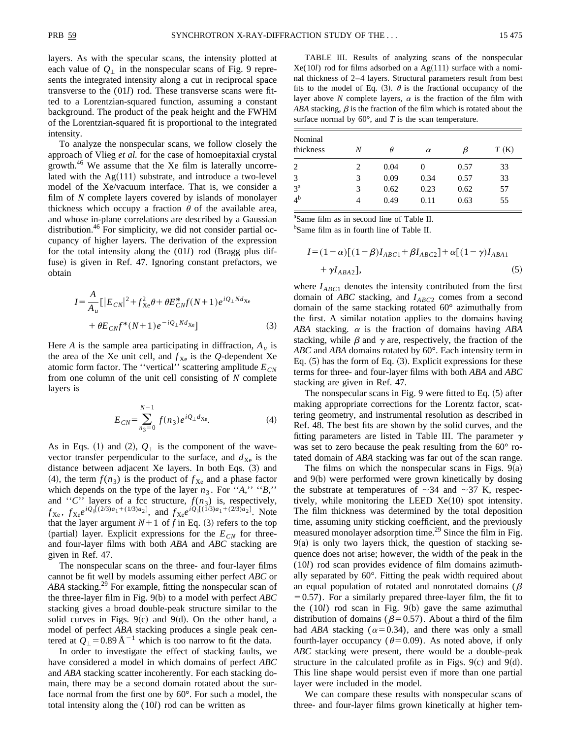layers. As with the specular scans, the intensity plotted at each value of $Q_\perp$ in the nonspecular scans of Fig. 9 represents the integrated intensity along a cut in reciprocal space transverse to the $(01l)$ rod. These transverse scans were fitted to a Lorentzian-squared function, assuming a constant background. The product of the peak height and the FWHM of the Lorentzian-squared fit is proportional to the integrated intensity.

To analyze the nonspecular scans, we follow closely the approach of Vlieg *et al.* for the case of homoepitaxial crystal growth.[46] We assume that the Xe film is laterally uncorrelated with the Ag(111) substrate, and introduce a two-level model of the Xe/vacuum interface. That is, we consider a film of *N* complete layers covered by islands of monolayer thickness which occupy a fraction $\theta$ of the available area, and whose in-plane correlations are described by a Gaussian distribution.[46] For simplicity, we did not consider partial occupancy of higher layers. The derivation of the expression for the total intensity along the $(01l)$ rod (Bragg plus diffuse) is given in Ref. 47. Ignoring constant prefactors, we obtain

$$I=\frac{A}{A_u}\left[|E_{CN}|^2+f_{\mathrm{Xe}}^2\theta+\theta E_{CN}^{*}f(N+1)e^{iQ_\perp N d_{\mathrm{Xe}}}+\theta E_{CN}f^{*}(N+1)e^{-iQ_\perp N d_{\mathrm{Xe}}}\right] \tag{3}$$

Here *A* is the sample area participating in diffraction, $A_u$ is the area of the Xe unit cell, and $f_{\mathrm{Xe}}$ is the *Q*-dependent Xe atomic form factor. The "vertical" scattering amplitude $E_{CN}$ from one column of the unit cell consisting of *N* complete layers is

$$E_{CN}=\sum_{n_3=0}^{N-1} f(n_3)e^{iQ_\perp d_{\mathrm{Xe}}}. \tag{4}$$

As in Eqs. (1) and (2), $Q_\perp$ is the component of the wave-vector transfer perpendicular to the surface, and $d_{\mathrm{Xe}}$ is the distance between adjacent Xe layers. In both Eqs. (3) and (4), the term $f(n_3)$ is the product of $f_{\mathrm{Xe}}$ and a phase factor which depends on the type of the layer $n_3$. For "*A*," "*B*," and "*C*" layers of a fcc structure, $f(n_3)$ is, respectively, $f_{\mathrm{Xe}}$, $f_{\mathrm{Xe}}e^{iQ_\parallel[(2/3)a_1+(1/3)a_2]}$, and $f_{\mathrm{Xe}}e^{iQ_\parallel[(1/3)a_1+(2/3)a_2]}$. Note that the layer argument $N+1$ of *f* in Eq. (3) refers to the top (partial) layer. Explicit expressions for the $E_{CN}$ for three- and four-layer films with both *ABA* and *ABC* stacking are given in Ref. 47.

The nonspecular scans on the three- and four-layer films cannot be fit well by models assuming either perfect *ABC* or *ABA* stacking.[29] For example, fitting the nonspecular scan of the three-layer film in Fig. 9(b) to a model with perfect *ABC* stacking gives a broad double-peak structure similar to the solid curves in Figs. 9(c) and 9(d). On the other hand, a model of perfect *ABA* stacking produces a single peak centered at $Q_\perp=0.89\,\text{Å}^{-1}$ which is too narrow to fit the data.

In order to investigate the effect of stacking faults, we have considered a model in which domains of perfect *ABC* and *ABA* stacking scatter incoherently. For each stacking domain, there may be a second domain rotated about the surface normal from the first one by 60°. For such a model, the total intensity along the $(10l)$ rod can be written as

TABLE III. Results of analyzing scans of the nonspecular Xe$(10l)$ rod for films adsorbed on a Ag(111) surface with a nominal thickness of 2–4 layers. Structural parameters result from best fits to the model of Eq. (3). $\theta$ is the fractional occupancy of the layer above *N* complete layers, $\alpha$ is the fraction of the film with *ABA* stacking, $\beta$ is the fraction of the film which is rotated about the surface normal by 60°, and *T* is the scan temperature.

| Nominal thickness | $N$ | $\theta$ | $\alpha$ | $\beta$ | $T$ (K) |
|---|---|---|---|---|---|
| 2 | 2 | 0.04 | 0 | 0.57 | 33 |
| 3 | 3 | 0.09 | 0.34 | 0.57 | 33 |
| 3[a] | 3 | 0.62 | 0.23 | 0.62 | 57 |
| 4[b] | 4 | 0.49 | 0.11 | 0.63 | 55 |

[a]Same film as in second line of Table II.
[b]Same film as in fourth line of Table II.

$$I=(1-\alpha)[(1-\beta)I_{ABC1}+\beta I_{ABC2}]+\alpha[(1-\gamma)I_{ABA1}+\gamma I_{ABA2}], \tag{5}$$

where $I_{ABC1}$ denotes the intensity contributed from the first domain of *ABC* stacking, and $I_{ABC2}$ comes from a second domain of the same stacking rotated 60° azimuthally from the first. A similar notation applies to the domains having *ABA* stacking. $\alpha$ is the fraction of domains having *ABA* stacking, while $\beta$ and $\gamma$ are, respectively, the fraction of the *ABC* and *ABA* domains rotated by 60°. Each intensity term in Eq. (5) has the form of Eq. (3). Explicit expressions for these terms for three- and four-layer films with both *ABA* and *ABC* stacking are given in Ref. 47.

The nonspecular scans in Fig. 9 were fitted to Eq. (5) after making appropriate corrections for the Lorentz factor, scattering geometry, and instrumental resolution as described in Ref. 48. The best fits are shown by the solid curves, and the fitting parameters are listed in Table III. The parameter $\gamma$ was set to zero because the peak resulting from the 60° rotated domain of *ABA* stacking was far out of the scan range.

The films on which the nonspecular scans in Figs. 9(a) and 9(b) were performed were grown kinetically by dosing the substrate at temperatures of ~34 and ~37 K, respectively, while monitoring the LEED Xe(10) spot intensity. The film thickness was determined by the total deposition time, assuming unity sticking coefficient, and the previously measured monolayer adsorption time.[29] Since the film in Fig. 9(a) is only two layers thick, the question of stacking sequence does not arise; however, the width of the peak in the $(10l)$ rod scan provides evidence of film domains azimuthally separated by 60°. Fitting the peak width required about an equal population of rotated and nonrotated domains ($\beta=0.57$). For a similarly prepared three-layer film, the fit to the $(10l)$ rod scan in Fig. 9(b) gave the same azimuthal distribution of domains ($\beta=0.57$). About a third of the film had *ABA* stacking ($\alpha=0.34$), and there was only a small fourth-layer occupancy ($\theta=0.09$). As noted above, if only *ABC* stacking were present, there would be a double-peak structure in the calculated profile as in Figs. 9(c) and 9(d). This line shape would persist even if more than one partial layer were included in the model.

We can compare these results with nonspecular scans of three- and four-layer films grown kinetically at higher tem-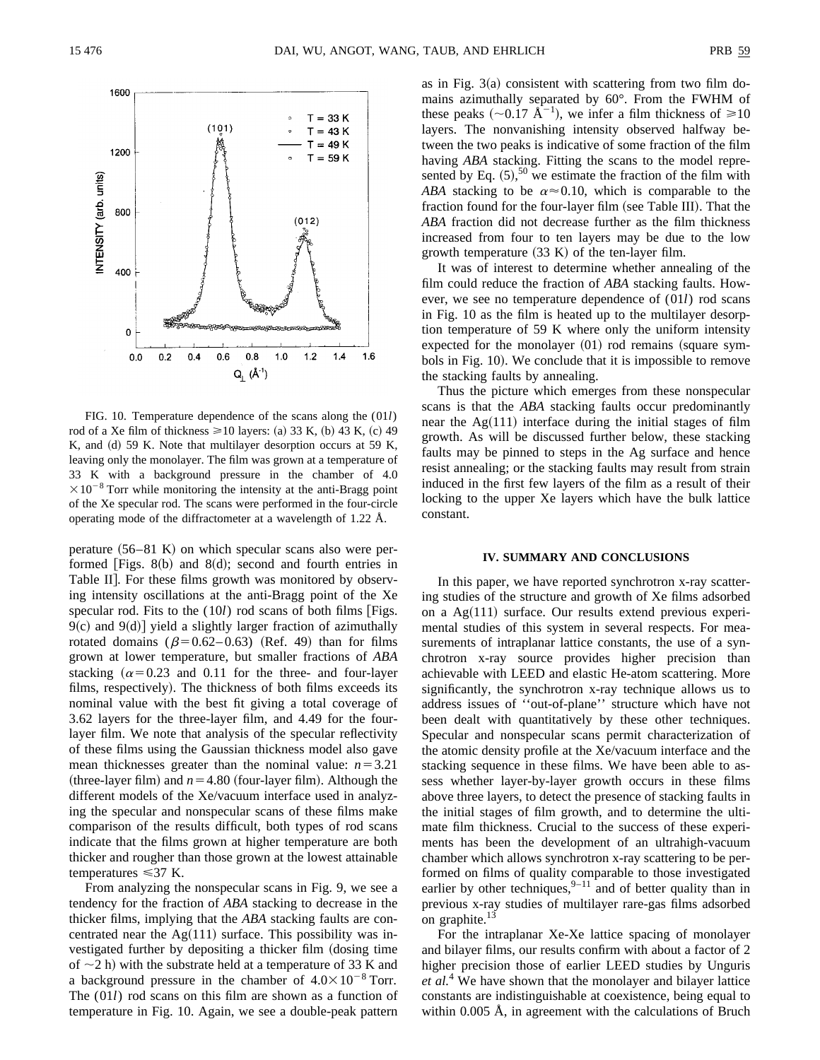FIG. 10. Temperature dependence of the scans along the (01*l*) rod of a Xe film of thickness ≥10 layers: (a) 33 K, (b) 43 K, (c) 49 K, and (d) 59 K. Note that multilayer desorption occurs at 59 K, leaving only the monolayer. The film was grown at a temperature of 33 K with a background pressure in the chamber of $4.0 \times 10^{-8}$ Torr while monitoring the intensity at the anti-Bragg point of the Xe specular rod. The scans were performed in the four-circle operating mode of the diffractometer at a wavelength of 1.22 Å.

perature (56–81 K) on which specular scans also were performed [Figs. 8(b) and 8(d); second and fourth entries in Table II]. For these films growth was monitored by observing intensity oscillations at the anti-Bragg point of the Xe specular rod. Fits to the (10*l*) rod scans of both films [Figs. 9(c) and 9(d)] yield a slightly larger fraction of azimuthally rotated domains ($\beta = 0.62$–$0.63$) (Ref. 49) than for films grown at lower temperature, but smaller fractions of *ABA* stacking ($\alpha = 0.23$ and 0.11 for the three- and four-layer films, respectively). The thickness of both films exceeds its nominal value with the best fit giving a total coverage of 3.62 layers for the three-layer film, and 4.49 for the four-layer film. We note that analysis of the specular reflectivity of these films using the Gaussian thickness model also gave mean thicknesses greater than the nominal value: $n = 3.21$ (three-layer film) and $n = 4.80$ (four-layer film). Although the different models of the Xe/vacuum interface used in analyzing the specular and nonspecular scans of these films make comparison of the results difficult, both types of rod scans indicate that the films grown at higher temperature are both thicker and rougher than those grown at the lowest attainable temperatures ≤37 K.

From analyzing the nonspecular scans in Fig. 9, we see a tendency for the fraction of *ABA* stacking to decrease in the thicker films, implying that the *ABA* stacking faults are concentrated near the Ag(111) surface. This possibility was investigated further by depositing a thicker film (dosing time of ~2 h) with the substrate held at a temperature of 33 K and a background pressure in the chamber of $4.0 \times 10^{-8}$ Torr. The (01*l*) rod scans on this film are shown as a function of temperature in Fig. 10. Again, we see a double-peak pattern as in Fig. 3(a) consistent with scattering from two film domains azimuthally separated by 60°. From the FWHM of these peaks (~0.17 Å$^{-1}$), we infer a film thickness of ≥10 layers. The nonvanishing intensity observed halfway between the two peaks is indicative of some fraction of the film having *ABA* stacking. Fitting the scans to the model represented by Eq. (5),[50] we estimate the fraction of the film with *ABA* stacking to be $\alpha \approx 0.10$, which is comparable to the fraction found for the four-layer film (see Table III). That the *ABA* fraction did not decrease further as the film thickness increased from four to ten layers may be due to the low growth temperature (33 K) of the ten-layer film.

It was of interest to determine whether annealing of the film could reduce the fraction of *ABA* stacking faults. However, we see no temperature dependence of (01*l*) rod scans in Fig. 10 as the film is heated up to the multilayer desorption temperature of 59 K where only the uniform intensity expected for the monolayer (01) rod remains (square symbols in Fig. 10). We conclude that it is impossible to remove the stacking faults by annealing.

Thus the picture which emerges from these nonspecular scans is that the *ABA* stacking faults occur predominantly near the Ag(111) interface during the initial stages of film growth. As will be discussed further below, these stacking faults may be pinned to steps in the Ag surface and hence resist annealing; or the stacking faults may result from strain induced in the first few layers of the film as a result of their locking to the upper Xe layers which have the bulk lattice constant.

## IV. SUMMARY AND CONCLUSIONS

In this paper, we have reported synchrotron x-ray scattering studies of the structure and growth of Xe films adsorbed on a Ag(111) surface. Our results extend previous experimental studies of this system in several respects. For measurements of intraplanar lattice constants, the use of a synchrotron x-ray source provides higher precision than achievable with LEED and elastic He-atom scattering. More significantly, the synchrotron x-ray technique allows us to address issues of ''out-of-plane'' structure which have not been dealt with quantitatively by these other techniques. Specular and nonspecular scans permit characterization of the atomic density profile at the Xe/vacuum interface and the stacking sequence in these films. We have been able to assess whether layer-by-layer growth occurs in these films above three layers, to detect the presence of stacking faults in the initial stages of film growth, and to determine the ultimate film thickness. Crucial to the success of these experiments has been the development of an ultrahigh-vacuum chamber which allows synchrotron x-ray scattering to be performed on films of quality comparable to those investigated earlier by other techniques,[9–11] and of better quality than in previous x-ray studies of multilayer rare-gas films adsorbed on graphite.[13]

For the intraplanar Xe-Xe lattice spacing of monolayer and bilayer films, our results confirm with about a factor of 2 higher precision those of earlier LEED studies by Unguris *et al.*[4] We have shown that the monolayer and bilayer lattice constants are indistinguishable at coexistence, being equal to within 0.005 Å, in agreement with the calculations of Bruch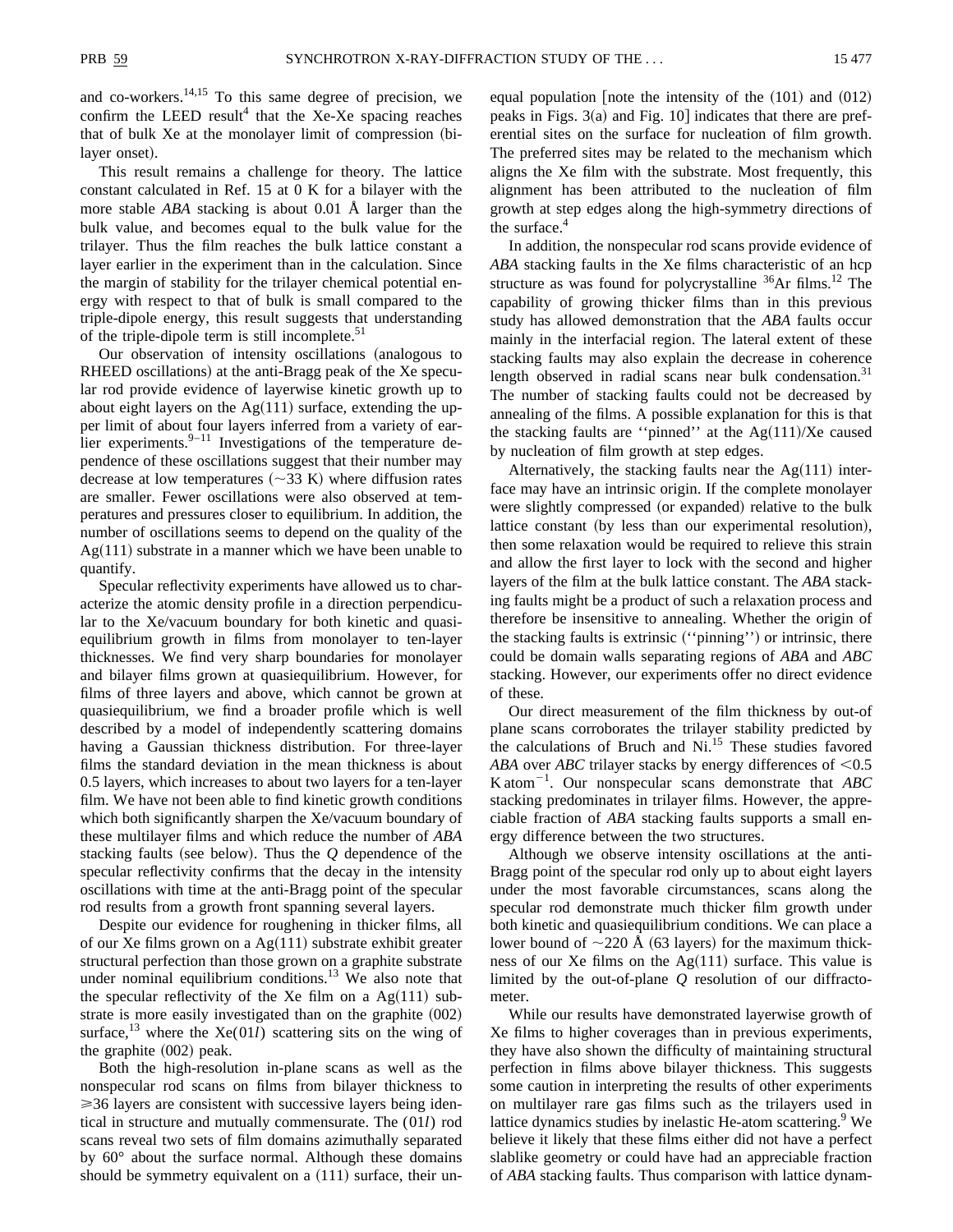and co-workers.[14,15] To this same degree of precision, we confirm the LEED result[4] that the Xe-Xe spacing reaches that of bulk Xe at the monolayer limit of compression (bilayer onset).

This result remains a challenge for theory. The lattice constant calculated in Ref. 15 at 0 K for a bilayer with the more stable *ABA* stacking is about 0.01 Å larger than the bulk value, and becomes equal to the bulk value for the trilayer. Thus the film reaches the bulk lattice constant a layer earlier in the experiment than in the calculation. Since the margin of stability for the trilayer chemical potential energy with respect to that of bulk is small compared to the triple-dipole energy, this result suggests that understanding of the triple-dipole term is still incomplete.[51]

Our observation of intensity oscillations (analogous to RHEED oscillations) at the anti-Bragg peak of the Xe specular rod provide evidence of layerwise kinetic growth up to about eight layers on the Ag(111) surface, extending the upper limit of about four layers inferred from a variety of earlier experiments.[9–11] Investigations of the temperature dependence of these oscillations suggest that their number may decrease at low temperatures (~33 K) where diffusion rates are smaller. Fewer oscillations were also observed at temperatures and pressures closer to equilibrium. In addition, the number of oscillations seems to depend on the quality of the Ag(111) substrate in a manner which we have been unable to quantify.

Specular reflectivity experiments have allowed us to characterize the atomic density profile in a direction perpendicular to the Xe/vacuum boundary for both kinetic and quasiequilibrium growth in films from monolayer to ten-layer thicknesses. We find very sharp boundaries for monolayer and bilayer films grown at quasiequilibrium. However, for films of three layers and above, which cannot be grown at quasiequilibrium, we find a broader profile which is well described by a model of independently scattering domains having a Gaussian thickness distribution. For three-layer films the standard deviation in the mean thickness is about 0.5 layers, which increases to about two layers for a ten-layer film. We have not been able to find kinetic growth conditions which both significantly sharpen the Xe/vacuum boundary of these multilayer films and which reduce the number of *ABA* stacking faults (see below). Thus the $Q$ dependence of the specular reflectivity confirms that the decay in the intensity oscillations with time at the anti-Bragg point of the specular rod results from a growth front spanning several layers.

Despite our evidence for roughening in thicker films, all of our Xe films grown on a Ag(111) substrate exhibit greater structural perfection than those grown on a graphite substrate under nominal equilibrium conditions.[13] We also note that the specular reflectivity of the Xe film on a Ag(111) substrate is more easily investigated than on the graphite (002) surface,[13] where the Xe($01l$) scattering sits on the wing of the graphite (002) peak.

Both the high-resolution in-plane scans as well as the nonspecular rod scans on films from bilayer thickness to ≥36 layers are consistent with successive layers being identical in structure and mutually commensurate. The ($01l$) rod scans reveal two sets of film domains azimuthally separated by 60° about the surface normal. Although these domains should be symmetry equivalent on a (111) surface, their unequal population [note the intensity of the (101) and (012) peaks in Figs. 3(a) and Fig. 10] indicates that there are preferential sites on the surface for nucleation of film growth. The preferred sites may be related to the mechanism which aligns the Xe film with the substrate. Most frequently, this alignment has been attributed to the nucleation of film growth at step edges along the high-symmetry directions of the surface.[4]

In addition, the nonspecular rod scans provide evidence of *ABA* stacking faults in the Xe films characteristic of an hcp structure as was found for polycrystalline $^{36}$Ar films.[12] The capability of growing thicker films than in this previous study has allowed demonstration that the *ABA* faults occur mainly in the interfacial region. The lateral extent of these stacking faults may also explain the decrease in coherence length observed in radial scans near bulk condensation.[31] The number of stacking faults could not be decreased by annealing of the films. A possible explanation for this is that the stacking faults are "pinned" at the Ag(111)/Xe caused by nucleation of film growth at step edges.

Alternatively, the stacking faults near the Ag(111) interface may have an intrinsic origin. If the complete monolayer were slightly compressed (or expanded) relative to the bulk lattice constant (by less than our experimental resolution), then some relaxation would be required to relieve this strain and allow the first layer to lock with the second and higher layers of the film at the bulk lattice constant. The *ABA* stacking faults might be a product of such a relaxation process and therefore be insensitive to annealing. Whether the origin of the stacking faults is extrinsic ("pinning") or intrinsic, there could be domain walls separating regions of *ABA* and *ABC* stacking. However, our experiments offer no direct evidence of these.

Our direct measurement of the film thickness by out-of plane scans corroborates the trilayer stability predicted by the calculations of Bruch and Ni.[15] These studies favored *ABA* over *ABC* trilayer stacks by energy differences of <0.5 K atom$^{-1}$. Our nonspecular scans demonstrate that *ABC* stacking predominates in trilayer films. However, the appreciable fraction of *ABA* stacking faults supports a small energy difference between the two structures.

Although we observe intensity oscillations at the anti-Bragg point of the specular rod only up to about eight layers under the most favorable circumstances, scans along the specular rod demonstrate much thicker film growth under both kinetic and quasiequilibrium conditions. We can place a lower bound of ~220 Å (63 layers) for the maximum thickness of our Xe films on the Ag(111) surface. This value is limited by the out-of-plane $Q$ resolution of our diffractometer.

While our results have demonstrated layerwise growth of Xe films to higher coverages than in previous experiments, they have also shown the difficulty of maintaining structural perfection in films above bilayer thickness. This suggests some caution in interpreting the results of other experiments on multilayer rare gas films such as the trilayers used in lattice dynamics studies by inelastic He-atom scattering.[9] We believe it likely that these films either did not have a perfect slablike geometry or could have had an appreciable fraction of *ABA* stacking faults. Thus comparison with lattice dynam-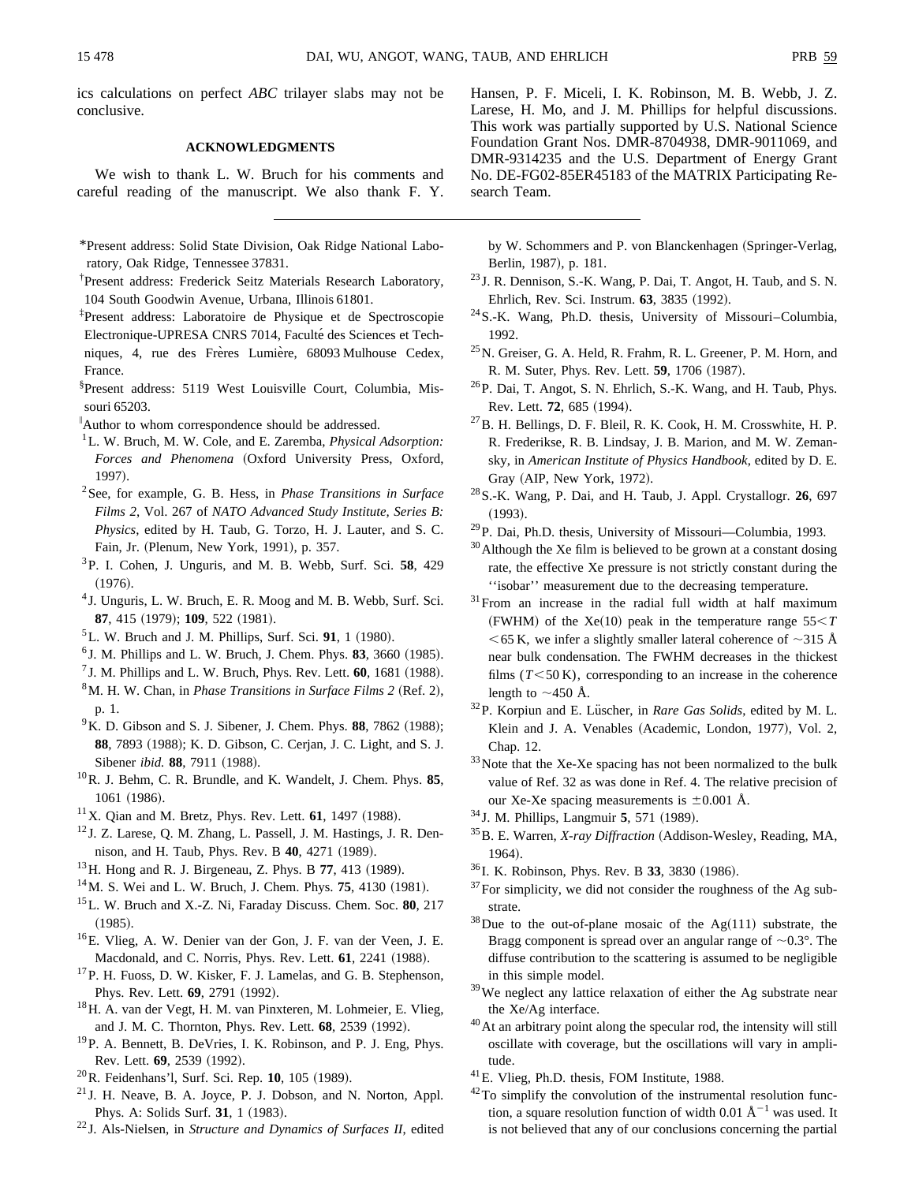ics calculations on perfect *ABC* trilayer slabs may not be conclusive.

## ACKNOWLEDGMENTS

We wish to thank L. W. Bruch for his comments and careful reading of the manuscript. We also thank F. Y. Hansen, P. F. Miceli, I. K. Robinson, M. B. Webb, J. Z. Larese, H. Mo, and J. M. Phillips for helpful discussions. This work was partially supported by U.S. National Science Foundation Grant Nos. DMR-8704938, DMR-9011069, and DMR-9314235 and the U.S. Department of Energy Grant No. DE-FG02-85ER45183 of the MATRIX Participating Research Team.

---

*Present address: Solid State Division, Oak Ridge National Laboratory, Oak Ridge, Tennessee 37831.

†Present address: Frederick Seitz Materials Research Laboratory, 104 South Goodwin Avenue, Urbana, Illinois 61801.

‡Present address: Laboratoire de Physique et de Spectroscopie Electronique-UPRESA CNRS 7014, Faculté des Sciences et Techniques, 4, rue des Frères Lumière, 68093 Mulhouse Cedex, France.

§Present address: 5119 West Louisville Court, Columbia, Missouri 65203.

‖Author to whom correspondence should be addressed.

[1] L. W. Bruch, M. W. Cole, and E. Zaremba, *Physical Adsorption: Forces and Phenomena* (Oxford University Press, Oxford, 1997).

[2] See, for example, G. B. Hess, in *Phase Transitions in Surface Films 2*, Vol. 267 of *NATO Advanced Study Institute, Series B: Physics*, edited by H. Taub, G. Torzo, H. J. Lauter, and S. C. Fain, Jr. (Plenum, New York, 1991), p. 357.

[3] P. I. Cohen, J. Unguris, and M. B. Webb, Surf. Sci. **58**, 429 (1976).

[4] J. Unguris, L. W. Bruch, E. R. Moog and M. B. Webb, Surf. Sci. **87**, 415 (1979); **109**, 522 (1981).

[5] L. W. Bruch and J. M. Phillips, Surf. Sci. **91**, 1 (1980).

[6] J. M. Phillips and L. W. Bruch, J. Chem. Phys. **83**, 3660 (1985).

[7] J. M. Phillips and L. W. Bruch, Phys. Rev. Lett. **60**, 1681 (1988).

[8] M. H. W. Chan, in *Phase Transitions in Surface Films 2* (Ref. 2), p. 1.

[9] K. D. Gibson and S. J. Sibener, J. Chem. Phys. **88**, 7862 (1988); **88**, 7893 (1988); K. D. Gibson, C. Cerjan, J. C. Light, and S. J. Sibener *ibid.* **88**, 7911 (1988).

[10] R. J. Behm, C. R. Brundle, and K. Wandelt, J. Chem. Phys. **85**, 1061 (1986).

[11] X. Qian and M. Bretz, Phys. Rev. Lett. **61**, 1497 (1988).

[12] J. Z. Larese, Q. M. Zhang, L. Passell, J. M. Hastings, J. R. Dennison, and H. Taub, Phys. Rev. B **40**, 4271 (1989).

[13] H. Hong and R. J. Birgeneau, Z. Phys. B **77**, 413 (1989).

[14] M. S. Wei and L. W. Bruch, J. Chem. Phys. **75**, 4130 (1981).

[15] L. W. Bruch and X.-Z. Ni, Faraday Discuss. Chem. Soc. **80**, 217 (1985).

[16] E. Vlieg, A. W. Denier van der Gon, J. F. van der Veen, J. E. Macdonald, and C. Norris, Phys. Rev. Lett. **61**, 2241 (1988).

[17] P. H. Fuoss, D. W. Kisker, F. J. Lamelas, and G. B. Stephenson, Phys. Rev. Lett. **69**, 2791 (1992).

[18] H. A. van der Vegt, H. M. van Pinxteren, M. Lohmeier, E. Vlieg, and J. M. C. Thornton, Phys. Rev. Lett. **68**, 2539 (1992).

[19] P. A. Bennett, B. DeVries, I. K. Robinson, and P. J. Eng, Phys. Rev. Lett. **69**, 2539 (1992).

[20] R. Feidenhans'l, Surf. Sci. Rep. **10**, 105 (1989).

[21] J. H. Neave, B. A. Joyce, P. J. Dobson, and N. Norton, Appl. Phys. A: Solids Surf. **31**, 1 (1983).

[22] J. Als-Nielsen, in *Structure and Dynamics of Surfaces II*, edited by W. Schommers and P. von Blanckenhagen (Springer-Verlag, Berlin, 1987), p. 181.

[23] J. R. Dennison, S.-K. Wang, P. Dai, T. Angot, H. Taub, and S. N. Ehrlich, Rev. Sci. Instrum. **63**, 3835 (1992).

[24] S.-K. Wang, Ph.D. thesis, University of Missouri–Columbia, 1992.

[25] N. Greiser, G. A. Held, R. Frahm, R. L. Greener, P. M. Horn, and R. M. Suter, Phys. Rev. Lett. **59**, 1706 (1987).

[26] P. Dai, T. Angot, S. N. Ehrlich, S.-K. Wang, and H. Taub, Phys. Rev. Lett. **72**, 685 (1994).

[27] B. H. Bellings, D. F. Bleil, R. K. Cook, H. M. Crosswhite, H. P. R. Frederikse, R. B. Lindsay, J. B. Marion, and M. W. Zemansky, in *American Institute of Physics Handbook*, edited by D. E. Gray (AIP, New York, 1972).

[28] S.-K. Wang, P. Dai, and H. Taub, J. Appl. Crystallogr. **26**, 697 (1993).

[29] P. Dai, Ph.D. thesis, University of Missouri—Columbia, 1993.

[30] Although the Xe film is believed to be grown at a constant dosing rate, the effective Xe pressure is not strictly constant during the ''isobar'' measurement due to the decreasing temperature.

[31] From an increase in the radial full width at half maximum (FWHM) of the Xe(10) peak in the temperature range $55 < T < 65$ K, we infer a slightly smaller lateral coherence of ~315 Å near bulk condensation. The FWHM decreases in the thickest films ($T < 50$ K), corresponding to an increase in the coherence length to ~450 Å.

[32] P. Korpiun and E. Lüscher, in *Rare Gas Solids*, edited by M. L. Klein and J. A. Venables (Academic, London, 1977), Vol. 2, Chap. 12.

[33] Note that the Xe-Xe spacing has not been normalized to the bulk value of Ref. 32 as was done in Ref. 4. The relative precision of our Xe-Xe spacing measurements is ±0.001 Å.

[34] J. M. Phillips, Langmuir **5**, 571 (1989).

[35] B. E. Warren, *X-ray Diffraction* (Addison-Wesley, Reading, MA, 1964).

[36] I. K. Robinson, Phys. Rev. B **33**, 3830 (1986).

[37] For simplicity, we did not consider the roughness of the Ag substrate.

[38] Due to the out-of-plane mosaic of the Ag(111) substrate, the Bragg component is spread over an angular range of ~0.3°. The diffuse contribution to the scattering is assumed to be negligible in this simple model.

[39] We neglect any lattice relaxation of either the Ag substrate near the Xe/Ag interface.

[40] At an arbitrary point along the specular rod, the intensity will still oscillate with coverage, but the oscillations will vary in amplitude.

[41] E. Vlieg, Ph.D. thesis, FOM Institute, 1988.

[42] To simplify the convolution of the instrumental resolution function, a square resolution function of width 0.01 Å$^{-1}$ was used. It is not believed that any of our conclusions concerning the partial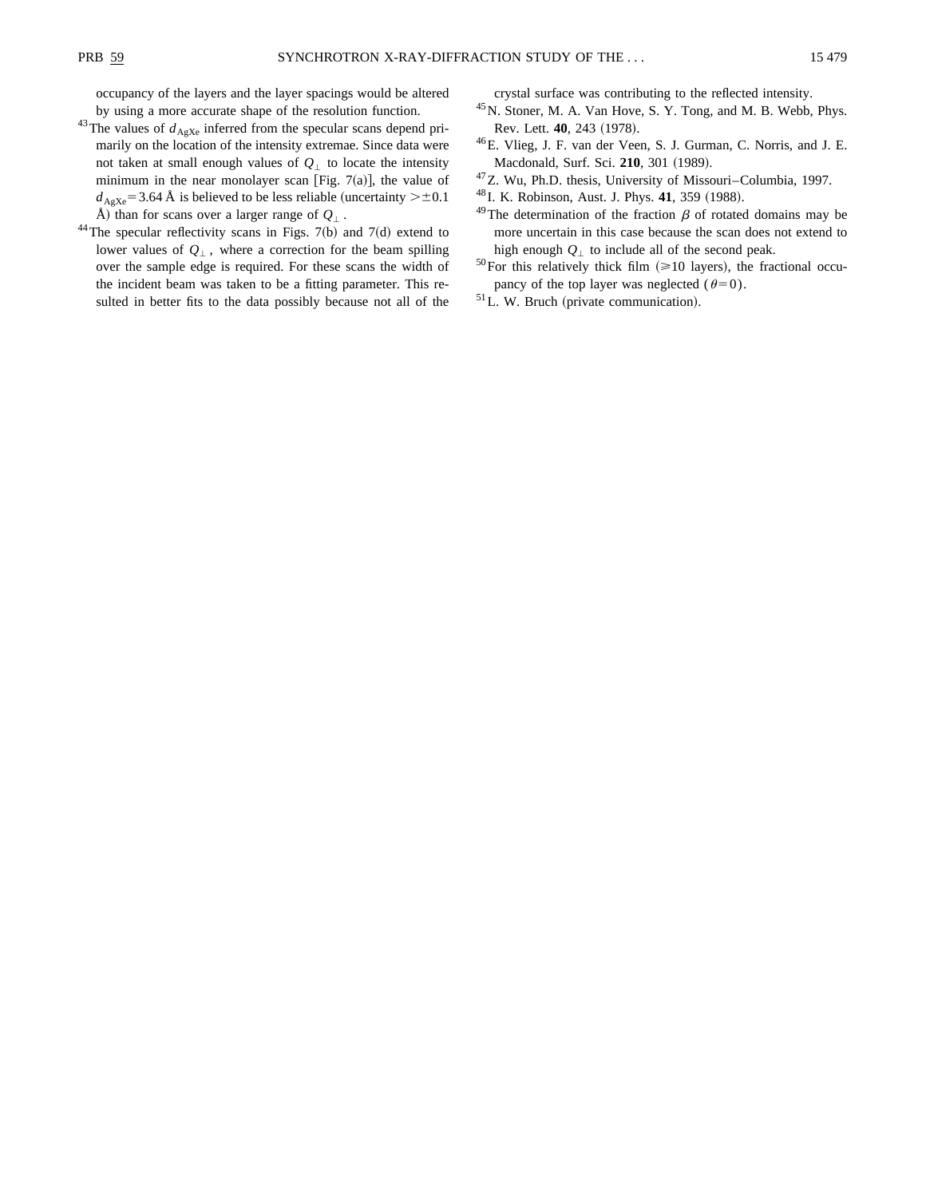occupancy of the layers and the layer spacings would be altered by using a more accurate shape of the resolution function.

[43] The values of $d_{AgXe}$ inferred from the specular scans depend primarily on the location of the intensity extremae. Since data were not taken at small enough values of $Q_\perp$ to locate the intensity minimum in the near monolayer scan [Fig. 7(a)], the value of $d_{AgXe} = 3.64$ Å is believed to be less reliable (uncertainty $> \pm 0.1$ Å) than for scans over a larger range of $Q_\perp$.

[44] The specular reflectivity scans in Figs. 7(b) and 7(d) extend to lower values of $Q_\perp$, where a correction for the beam spilling over the sample edge is required. For these scans the width of the incident beam was taken to be a fitting parameter. This resulted in better fits to the data possibly because not all of the crystal surface was contributing to the reflected intensity.

[45] N. Stoner, M. A. Van Hove, S. Y. Tong, and M. B. Webb, Phys. Rev. Lett. **40**, 243 (1978).

[46] E. Vlieg, J. F. van der Veen, S. J. Gurman, C. Norris, and J. E. Macdonald, Surf. Sci. **210**, 301 (1989).

[47] Z. Wu, Ph.D. thesis, University of Missouri–Columbia, 1997.

[48] I. K. Robinson, Aust. J. Phys. **41**, 359 (1988).

[49] The determination of the fraction $\beta$ of rotated domains may be more uncertain in this case because the scan does not extend to high enough $Q_\perp$ to include all of the second peak.

[50] For this relatively thick film ($\geqslant 10$ layers), the fractional occupancy of the top layer was neglected ($\theta = 0$).

[51] L. W. Bruch (private communication).